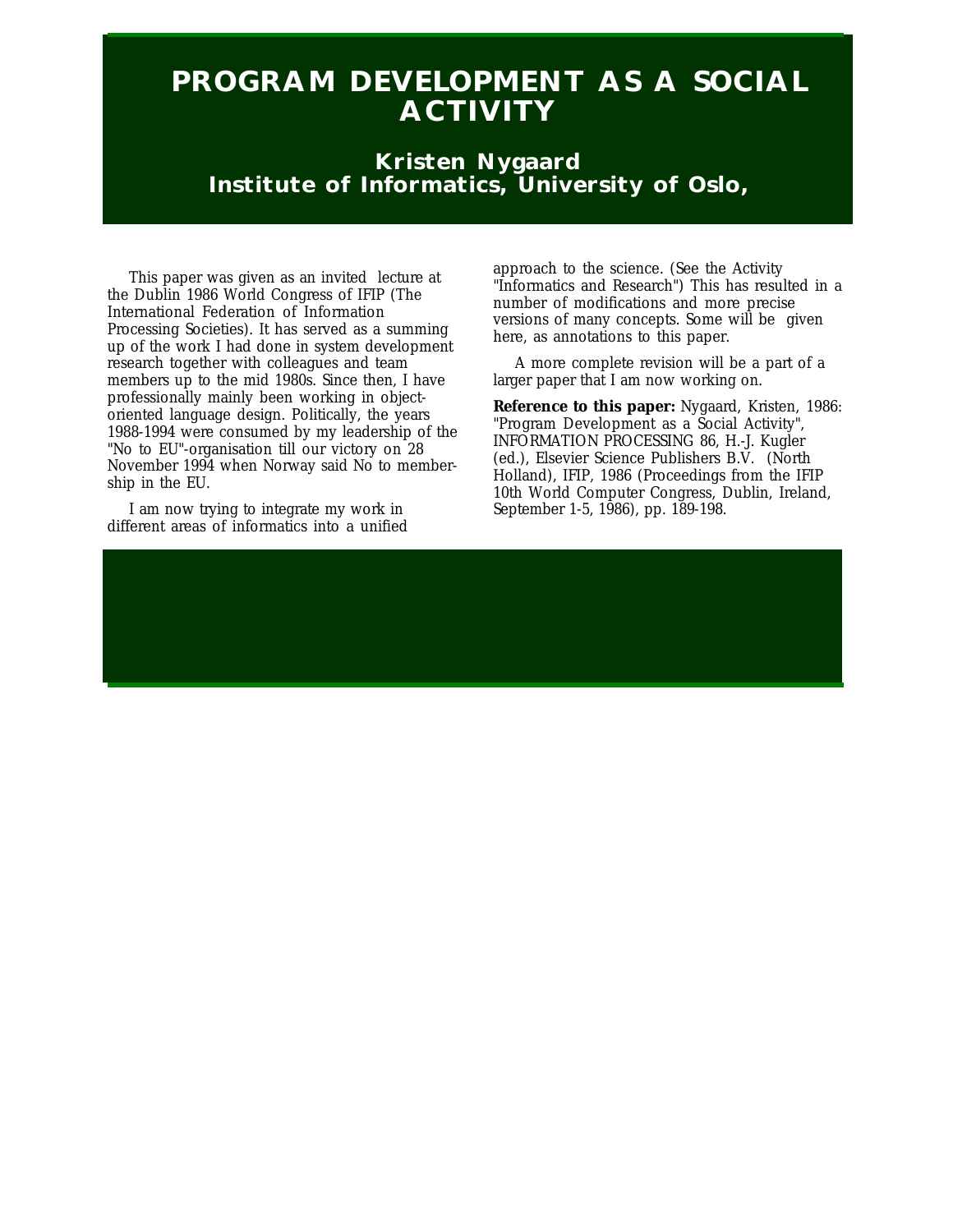# PROGRAM DEVELOPMENT AS A SOCIAL ACTIVITY

## Kristen Nygaard
## Institute of Informatics, University of Oslo,

This paper was given as an invited lecture at the Dublin 1986 World Congress of IFIP (The International Federation of Information Processing Societies). It has served as a summing up of the work I had done in system development research together with colleagues and team members up to the mid 1980s. Since then, I have professionally mainly been working in object-oriented language design. Politically, the years 1988-1994 were consumed by my leadership of the "No to EU"-organisation till our victory on 28 November 1994 when Norway said No to membership in the EU.

I am now trying to integrate my work in different areas of informatics into a unified approach to the science. (See the Activity "Informatics and Research") This has resulted in a number of modifications and more precise versions of many concepts. Some will be given here, as annotations to this paper.

A more complete revision will be a part of a larger paper that I am now working on.

**Reference to this paper:** Nygaard, Kristen, 1986: "Program Development as a Social Activity", INFORMATION PROCESSING 86, H.-J. Kugler (ed.), Elsevier Science Publishers B.V. (North Holland), IFIP, 1986 (Proceedings from the IFIP 10th World Computer Congress, Dublin, Ireland, September 1-5, 1986), pp. 189-198.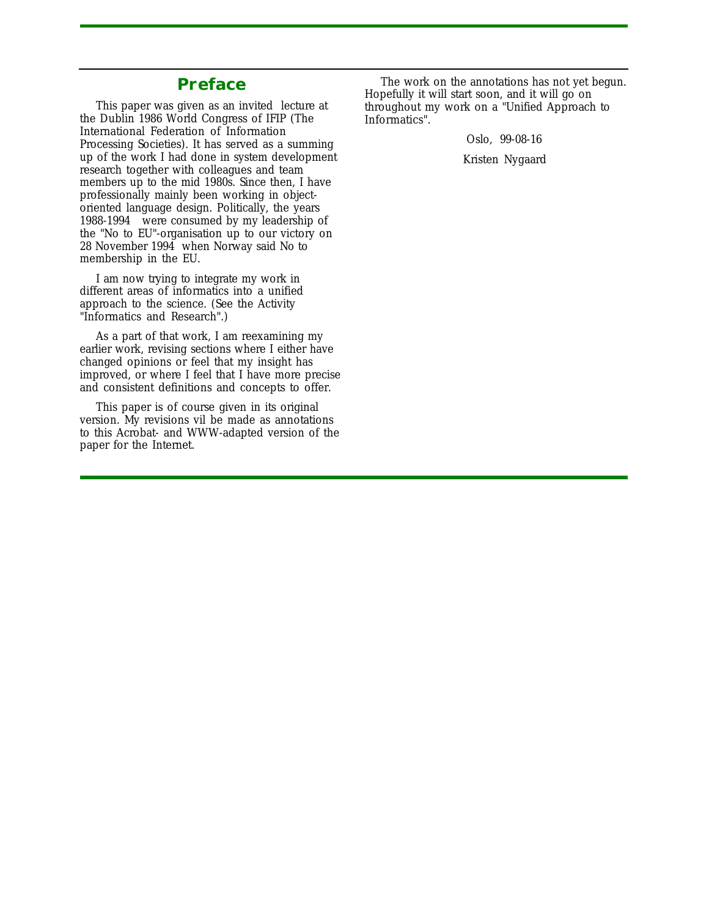## Preface

This paper was given as an invited lecture at the Dublin 1986 World Congress of IFIP (The International Federation of Information Processing Societies). It has served as a summing up of the work I had done in system development research together with colleagues and team members up to the mid 1980s. Since then, I have professionally mainly been working in object-oriented language design. Politically, the years 1988-1994 were consumed by my leadership of the "No to EU"-organisation up to our victory on 28 November 1994 when Norway said No to membership in the EU.

I am now trying to integrate my work in different areas of informatics into a unified approach to the science. (See the Activity "Informatics and Research".)

As a part of that work, I am reexamining my earlier work, revising sections where I either have changed opinions or feel that my insight has improved, or where I feel that I have more precise and consistent definitions and concepts to offer.

This paper is of course given in its original version. My revisions vil be made as annotations to this Acrobat- and WWW-adapted version of the paper for the Internet.

The work on the annotations has not yet begun. Hopefully it will start soon, and it will go on throughout my work on a "Unified Approach to Informatics".

Oslo, 99-08-16

Kristen Nygaard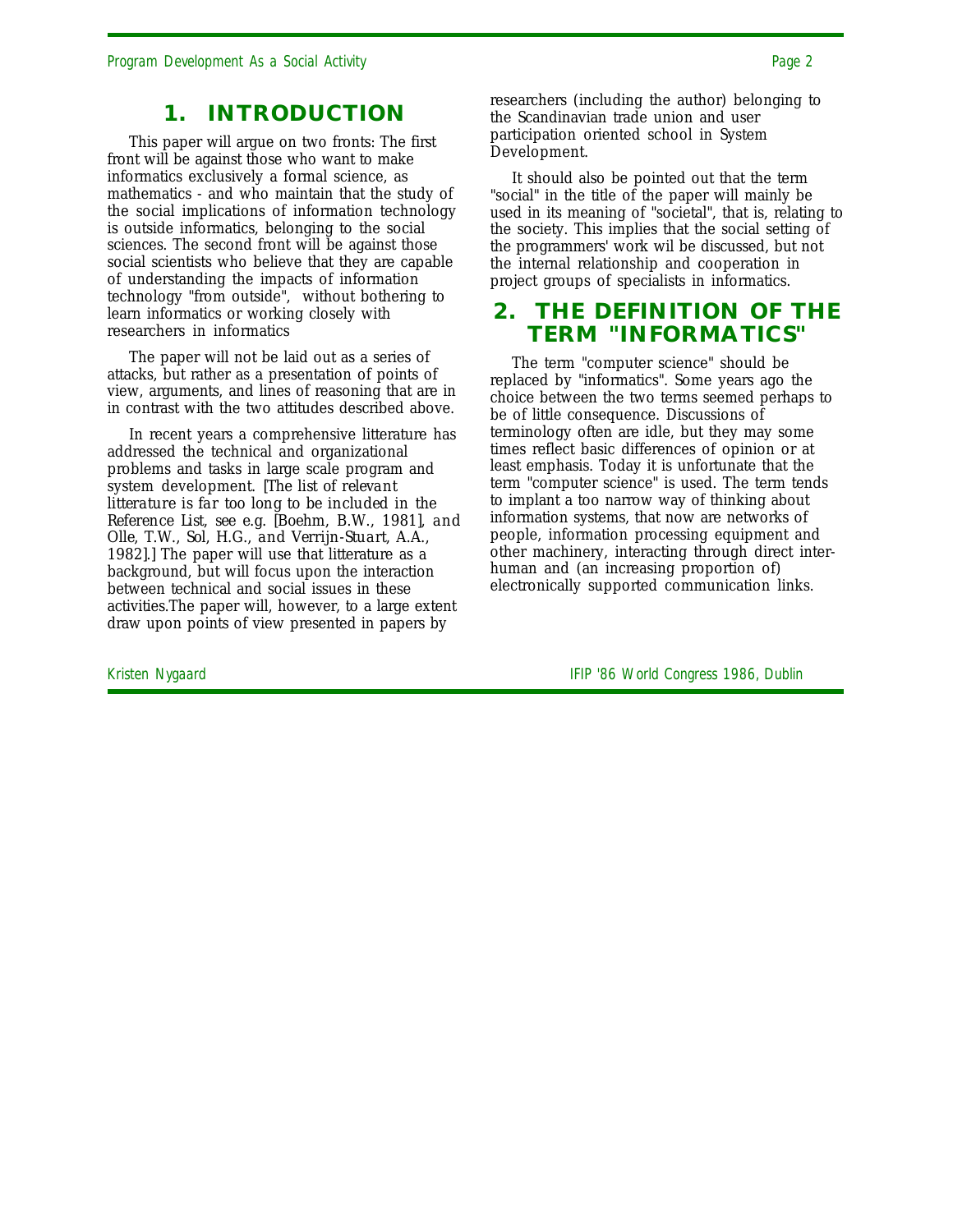# 1. INTRODUCTION

This paper will argue on two fronts: The first front will be against those who want to make informatics exclusively a formal science, as mathematics - and who maintain that the study of the social implications of information technology is outside informatics, belonging to the social sciences. The second front will be against those social scientists who believe that they are capable of understanding the impacts of information technology "from outside", without bothering to learn informatics or working closely with researchers in informatics

The paper will not be laid out as a series of attacks, but rather as a presentation of points of view, arguments, and lines of reasoning that are in in contrast with the two attitudes described above.

In recent years a comprehensive litterature has addressed the technical and organizational problems and tasks in large scale program and system development. [The list of relevant litterature is far too long to be included in the Reference List, see e.g. [Boehm, B.W., 1981], and Olle, T.W., Sol, H.G., and Verrijn-Stuart, A.A., 1982].] The paper will use that litterature as a background, but will focus upon the interaction between technical and social issues in these activities.The paper will, however, to a large extent draw upon points of view presented in papers by researchers (including the author) belonging to the Scandinavian trade union and user participation oriented school in System Development.

It should also be pointed out that the term "social" in the title of the paper will mainly be used in its meaning of "societal", that is, relating to the society. This implies that the social setting of the programmers' work wil be discussed, but not the internal relationship and cooperation in project groups of specialists in informatics.

# 2. THE DEFINITION OF THE TERM "INFORMATICS"

The term "computer science" should be replaced by "informatics". Some years ago the choice between the two terms seemed perhaps to be of little consequence. Discussions of terminology often are idle, but they may some times reflect basic differences of opinion or at least emphasis. Today it is unfortunate that the term "computer science" is used. The term tends to implant a too narrow way of thinking about information systems, that now are networks of people, information processing equipment and other machinery, interacting through direct inter-human and (an increasing proportion of) electronically supported communication links.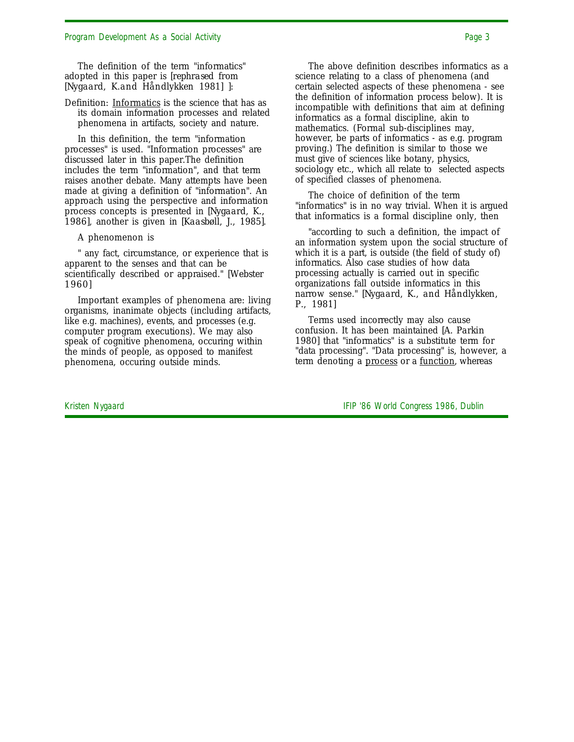The definition of the term "informatics" adopted in this paper is [rephrased from [Nygaard, K.and Håndlykken 1981] ]:

Definition: <u>Informatics</u> is the science that has as its domain information processes and related phenomena in artifacts, society and nature.

In this definition, the term "information processes" is used. "Information processes" are discussed later in this paper.The definition includes the term "information", and that term raises another debate. Many attempts have been made at giving a definition of "information". An approach using the perspective and information process concepts is presented in [Nygaard, K., 1986], another is given in [Kaasbøll, J., 1985].

A phenomenon is

" any fact, circumstance, or experience that is apparent to the senses and that can be scientifically described or appraised." [Webster 1960]

Important examples of phenomena are: living organisms, inanimate objects (including artifacts, like e.g. machines), events, and processes (e.g. computer program executions). We may also speak of cognitive phenomena, occuring within the minds of people, as opposed to manifest phenomena, occuring outside minds.

The above definition describes informatics as a science relating to a class of phenomena (and certain selected aspects of these phenomena - see the definition of information process below). It is incompatible with definitions that aim at defining informatics as a formal discipline, akin to mathematics. (Formal sub-disciplines may, however, be parts of informatics - as e.g. program proving.) The definition is similar to those we must give of sciences like botany, physics, sociology etc., which all relate to selected aspects of specified classes of phenomena.

The choice of definition of the term "informatics" is in no way trivial. When it is argued that informatics is a formal discipline only, then

"according to such a definition, the impact of an information system upon the social structure of which it is a part, is outside (the field of study of) informatics. Also case studies of how data processing actually is carried out in specific organizations fall outside informatics in this narrow sense." [Nygaard, K., and Håndlykken, P., 1981]

Terms used incorrectly may also cause confusion. It has been maintained [A. Parkin 1980] that "informatics" is a substitute term for "data processing". "Data processing" is, however, a term denoting a <u>process</u> or a <u>function</u>, whereas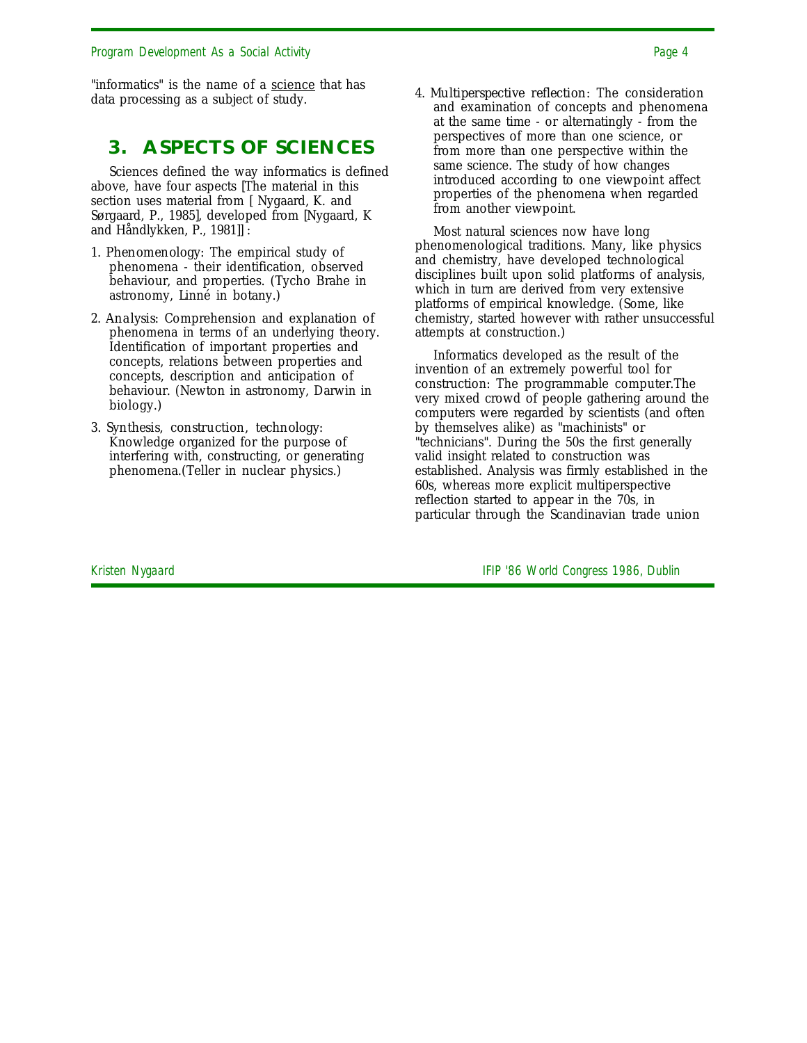"informatics" is the name of a science that has data processing as a subject of study.

## 3. ASPECTS OF SCIENCES

Sciences defined the way informatics is defined above, have four aspects [The material in this section uses material from [ Nygaard, K. and Sørgaard, P., 1985], developed from [Nygaard, K and Håndlykken, P., 1981]] :

1. Phenomenology: The empirical study of phenomena - their identification, observed behaviour, and properties. (Tycho Brahe in astronomy, Linné in botany.)
2. Analysis: Comprehension and explanation of phenomena in terms of an underlying theory. Identification of important properties and concepts, relations between properties and concepts, description and anticipation of behaviour. (Newton in astronomy, Darwin in biology.)
3. Synthesis, construction, technology: Knowledge organized for the purpose of interfering with, constructing, or generating phenomena.(Teller in nuclear physics.)
4. Multiperspective reflection: The consideration and examination of concepts and phenomena at the same time - or alternatingly - from the perspectives of more than one science, or from more than one perspective within the same science. The study of how changes introduced according to one viewpoint affect properties of the phenomena when regarded from another viewpoint.

Most natural sciences now have long phenomenological traditions. Many, like physics and chemistry, have developed technological disciplines built upon solid platforms of analysis, which in turn are derived from very extensive platforms of empirical knowledge. (Some, like chemistry, started however with rather unsuccessful attempts at construction.)

Informatics developed as the result of the invention of an extremely powerful tool for construction: The programmable computer.The very mixed crowd of people gathering around the computers were regarded by scientists (and often by themselves alike) as "machinists" or "technicians". During the 50s the first generally valid insight related to construction was established. Analysis was firmly established in the 60s, whereas more explicit multiperspective reflection started to appear in the 70s, in particular through the Scandinavian trade union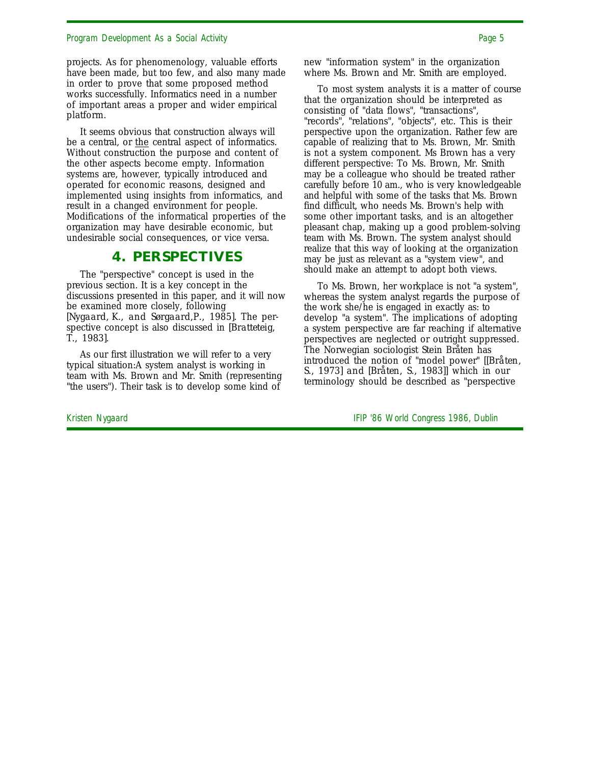projects. As for phenomenology, valuable efforts have been made, but too few, and also many made in order to prove that some proposed method works successfully. Informatics need in a number of important areas a proper and wider empirical platform.

It seems obvious that construction always will be a central, or the central aspect of informatics. Without construction the purpose and content of the other aspects become empty. Information systems are, however, typically introduced and operated for economic reasons, designed and implemented using insights from informatics, and result in a changed environment for people. Modifications of the informatical properties of the organization may have desirable economic, but undesirable social consequences, or vice versa.

## 4. PERSPECTIVES

The "perspective" concept is used in the previous section. It is a key concept in the discussions presented in this paper, and it will now be examined more closely, following [Nygaard, K., and Sørgaard,P., 1985]. The perspective concept is also discussed in [Bratteteig, T., 1983].

As our first illustration we will refer to a very typical situation:A system analyst is working in team with Ms. Brown and Mr. Smith (representing "the users"). Their task is to develop some kind of new "information system" in the organization where Ms. Brown and Mr. Smith are employed.

To most system analysts it is a matter of course that the organization should be interpreted as consisting of "data flows", "transactions", "records", "relations", "objects", etc. This is their perspective upon the organization. Rather few are capable of realizing that to Ms. Brown, Mr. Smith is not a system component. Ms Brown has a very different perspective: To Ms. Brown, Mr. Smith may be a colleague who should be treated rather carefully before 10 am., who is very knowledgeable and helpful with some of the tasks that Ms. Brown find difficult, who needs Ms. Brown's help with some other important tasks, and is an altogether pleasant chap, making up a good problem-solving team with Ms. Brown. The system analyst should realize that this way of looking at the organization may be just as relevant as a "system view", and should make an attempt to adopt both views.

To Ms. Brown, her workplace is not "a system", whereas the system analyst regards the purpose of the work she/he is engaged in exactly as: to develop "a system". The implications of adopting a system perspective are far reaching if alternative perspectives are neglected or outright suppressed. The Norwegian sociologist Stein Bråten has introduced the notion of "model power" [[Bråten, S., 1973] and [Bråten, S., 1983]] which in our terminology should be described as "perspective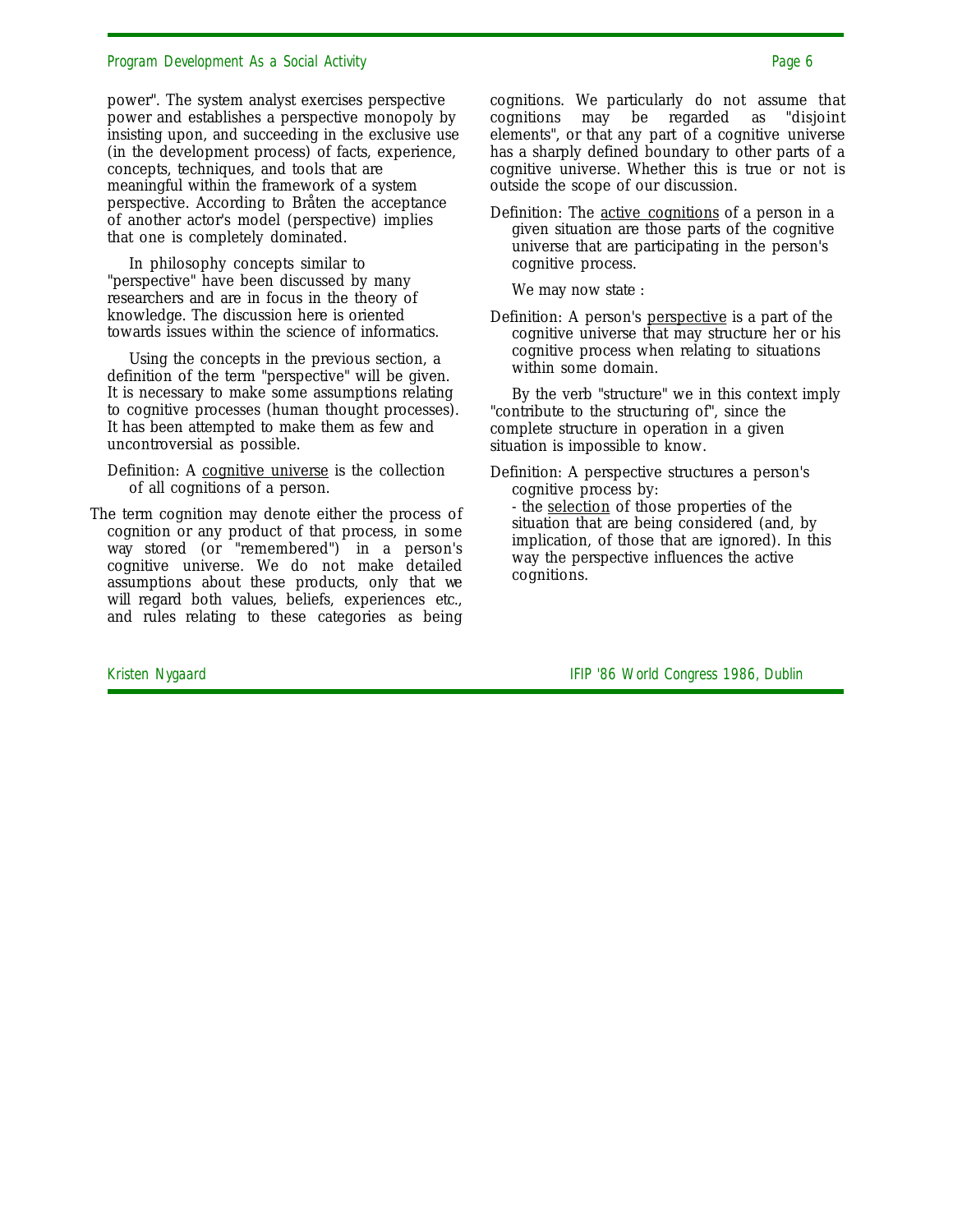power". The system analyst exercises perspective power and establishes a perspective monopoly by insisting upon, and succeeding in the exclusive use (in the development process) of facts, experience, concepts, techniques, and tools that are meaningful within the framework of a system perspective. According to Bråten the acceptance of another actor's model (perspective) implies that one is completely dominated.

In philosophy concepts similar to "perspective" have been discussed by many researchers and are in focus in the theory of knowledge. The discussion here is oriented towards issues within the science of informatics.

Using the concepts in the previous section, a definition of the term "perspective" will be given. It is necessary to make some assumptions relating to cognitive processes (human thought processes). It has been attempted to make them as few and uncontroversial as possible.

Definition: A cognitive universe is the collection of all cognitions of a person.

The term cognition may denote either the process of cognition or any product of that process, in some way stored (or "remembered") in a person's cognitive universe. We do not make detailed assumptions about these products, only that we will regard both values, beliefs, experiences etc., and rules relating to these categories as being cognitions. We particularly do not assume that cognitions may be regarded as "disjoint elements", or that any part of a cognitive universe has a sharply defined boundary to other parts of a cognitive universe. Whether this is true or not is outside the scope of our discussion.

Definition: The active cognitions of a person in a given situation are those parts of the cognitive universe that are participating in the person's cognitive process.

We may now state :

Definition: A person's perspective is a part of the cognitive universe that may structure her or his cognitive process when relating to situations within some domain.

By the verb "structure" we in this context imply "contribute to the structuring of", since the complete structure in operation in a given situation is impossible to know.

Definition: A perspective structures a person's cognitive process by:
- the selection of those properties of the situation that are being considered (and, by implication, of those that are ignored). In this way the perspective influences the active cognitions.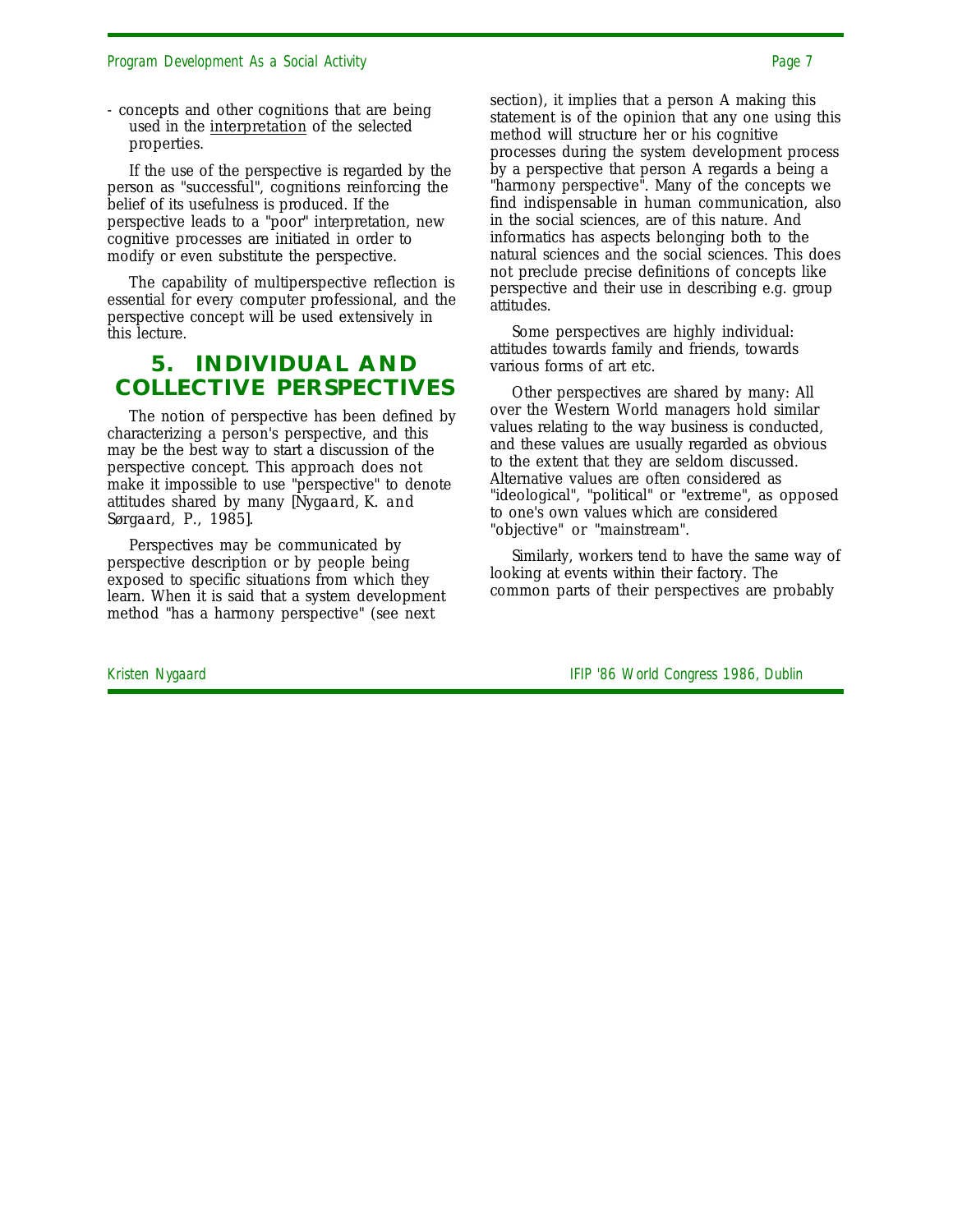- concepts and other cognitions that are being used in the interpretation of the selected properties.

If the use of the perspective is regarded by the person as "successful", cognitions reinforcing the belief of its usefulness is produced. If the perspective leads to a "poor" interpretation, new cognitive processes are initiated in order to modify or even substitute the perspective.

The capability of multiperspective reflection is essential for every computer professional, and the perspective concept will be used extensively in this lecture.

## 5. INDIVIDUAL AND COLLECTIVE PERSPECTIVES

The notion of perspective has been defined by characterizing a person's perspective, and this may be the best way to start a discussion of the perspective concept. This approach does not make it impossible to use "perspective" to denote attitudes shared by many [*Nygaard, K. and Sørgaard, P., 1985*].

Perspectives may be communicated by perspective description or by people being exposed to specific situations from which they learn. When it is said that a system development method "has a harmony perspective" (see next section), it implies that a person A making this statement is of the opinion that any one using this method will structure her or his cognitive processes during the system development process by a perspective that person A regards a being a "harmony perspective". Many of the concepts we find indispensable in human communication, also in the social sciences, are of this nature. And informatics has aspects belonging both to the natural sciences and the social sciences. This does not preclude precise definitions of concepts like perspective and their use in describing e.g. group attitudes.

Some perspectives are highly individual: attitudes towards family and friends, towards various forms of art etc.

Other perspectives are shared by many: All over the Western World managers hold similar values relating to the way business is conducted, and these values are usually regarded as obvious to the extent that they are seldom discussed. Alternative values are often considered as "ideological", "political" or "extreme", as opposed to one's own values which are considered "objective" or "mainstream".

Similarly, workers tend to have the same way of looking at events within their factory. The common parts of their perspectives are probably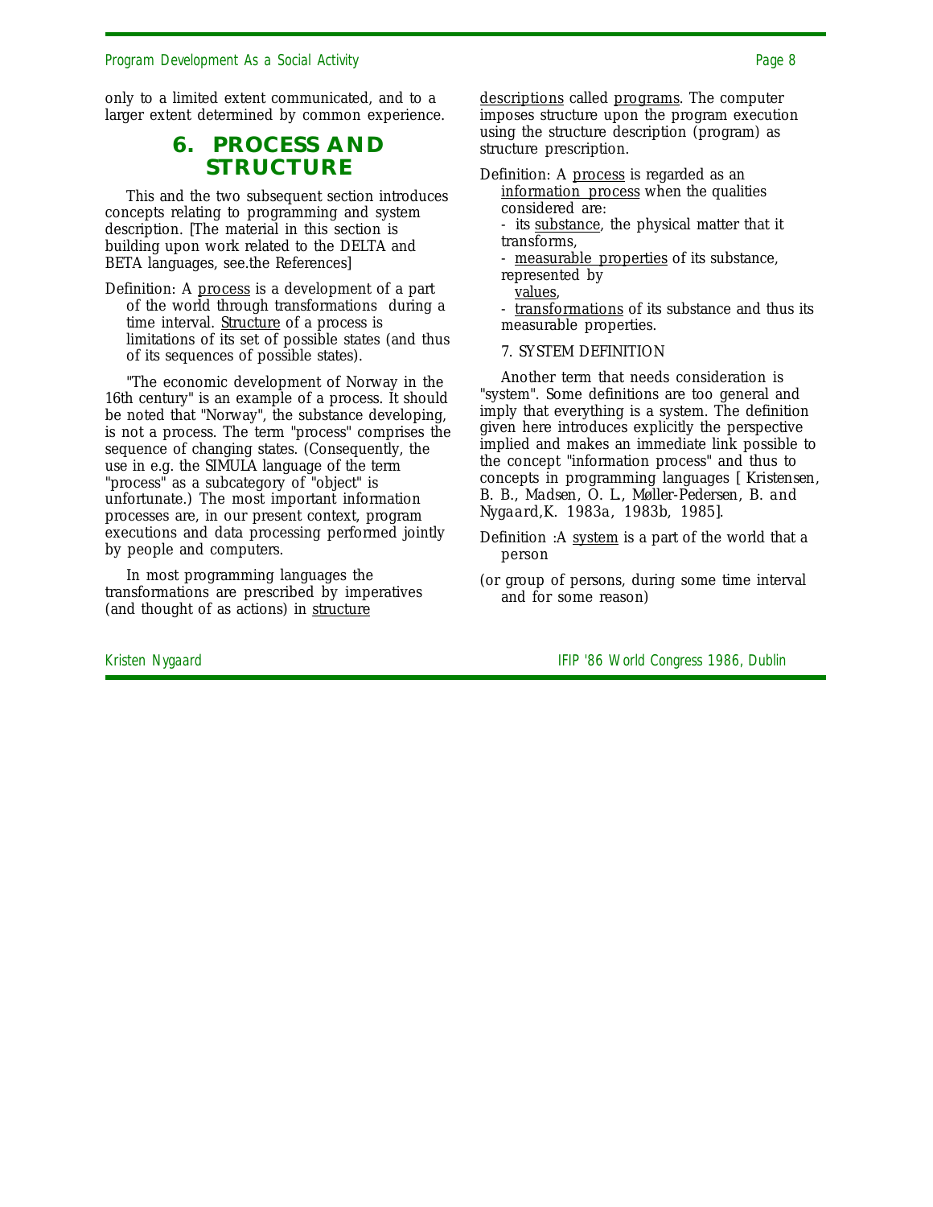only to a limited extent communicated, and to a larger extent determined by common experience.

## 6. PROCESS AND STRUCTURE

This and the two subsequent section introduces concepts relating to programming and system description. [The material in this section is building upon work related to the DELTA and BETA languages, see.the References]

Definition: A process is a development of a part of the world through transformations during a time interval. Structure of a process is limitations of its set of possible states (and thus of its sequences of possible states).

"The economic development of Norway in the 16th century" is an example of a process. It should be noted that "Norway", the substance developing, is not a process. The term "process" comprises the sequence of changing states. (Consequently, the use in e.g. the SIMULA language of the term "process" as a subcategory of "object" is unfortunate.) The most important information processes are, in our present context, program executions and data processing performed jointly by people and computers.

In most programming languages the transformations are prescribed by imperatives (and thought of as actions) in structure descriptions called programs. The computer imposes structure upon the program execution using the structure description (program) as structure prescription.

Definition: A process is regarded as an information process when the qualities considered are:

- its substance, the physical matter that it transforms,
- measurable properties of its substance, represented by values,
- transformations of its substance and thus its measurable properties.

7. SYSTEM DEFINITION

Another term that needs consideration is "system". Some definitions are too general and imply that everything is a system. The definition given here introduces explicitly the perspective implied and makes an immediate link possible to the concept "information process" and thus to concepts in programming languages [ Kristensen, B. B., Madsen, O. L., Møller-Pedersen, B. and Nygaard,K. 1983a, 1983b, 1985].

Definition :A system is a part of the world that a person

(or group of persons, during some time interval and for some reason)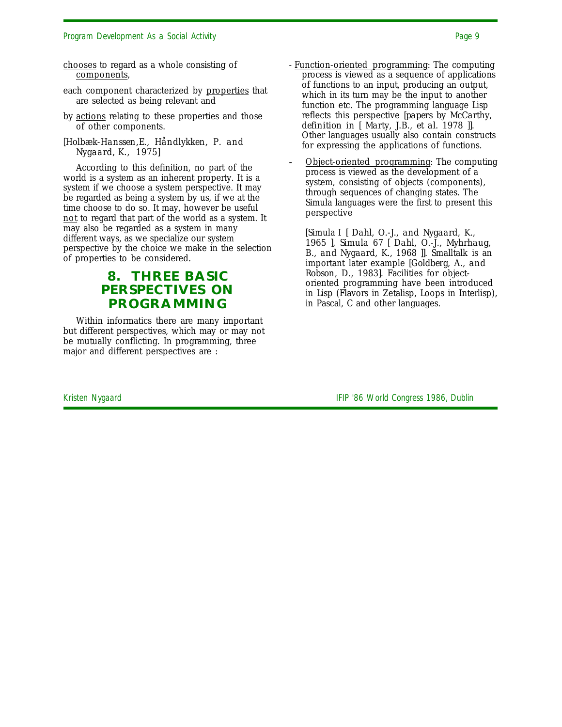<u>chooses</u> to regard as a whole consisting of <u>components</u>,

each component characterized by <u>properties</u> that are selected as being relevant and

by <u>actions</u> relating to these properties and those of other components.

[Holbæk-Hanssen,E., Håndlykken, P. and Nygaard, K., 1975]

According to this definition, no part of the world is a system as an inherent property. It is a system if we choose a system perspective. It may be regarded as being a system by us, if we at the time choose to do so. It may, however be useful <u>not</u> to regard that part of the world as a system. It may also be regarded as a system in many different ways, as we specialize our system perspective by the choice we make in the selection of properties to be considered.

## 8. THREE BASIC PERSPECTIVES ON PROGRAMMING

Within informatics there are many important but different perspectives, which may or may not be mutually conflicting. In programming, three major and different perspectives are :

- <u>Function-oriented programming</u>: The computing process is viewed as a sequence of applications of functions to an input, producing an output, which in its turn may be the input to another function etc. The programming language Lisp reflects this perspective [papers by McCarthy, definition in [ Marty, J.B., et al. 1978 ]]. Other languages usually also contain constructs for expressing the applications of functions.

- <u>Object-oriented programming</u>: The computing process is viewed as the development of a system, consisting of objects (components), through sequences of changing states. The Simula languages were the first to present this perspective

  [Simula I [ Dahl, O.-J., and Nygaard, K., 1965 ], Simula 67 [ Dahl, O.-J., Myhrhaug, B., and Nygaard, K., 1968 ]]. Smalltalk is an important later example [Goldberg, A., and Robson, D., 1983]. Facilities for object-oriented programming have been introduced in Lisp (Flavors in Zetalisp, Loops in Interlisp), in Pascal, C and other languages.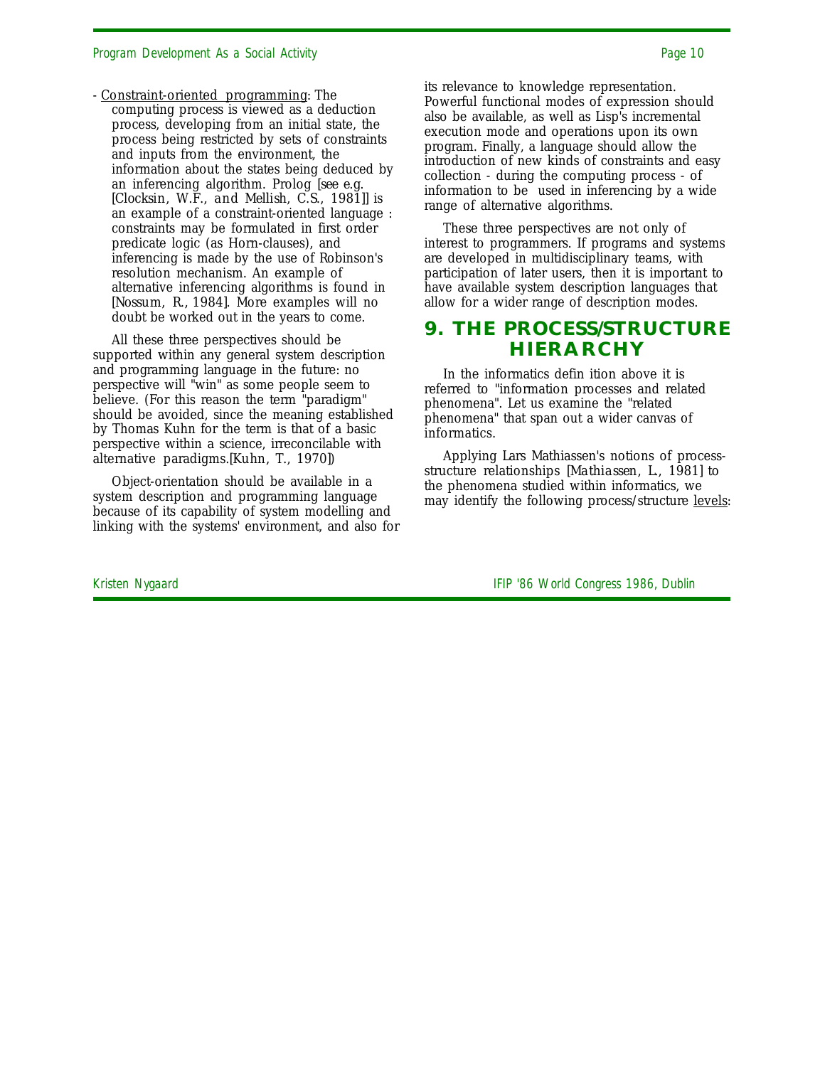- Constraint-oriented programming: The computing process is viewed as a deduction process, developing from an initial state, the process being restricted by sets of constraints and inputs from the environment, the information about the states being deduced by an inferencing algorithm. Prolog [see e.g. [Clocksin, W.F., and Mellish, C.S., 1981]] is an example of a constraint-oriented language : constraints may be formulated in first order predicate logic (as Horn-clauses), and inferencing is made by the use of Robinson's resolution mechanism. An example of alternative inferencing algorithms is found in [Nossum, R., 1984]. More examples will no doubt be worked out in the years to come.

All these three perspectives should be supported within any general system description and programming language in the future: no perspective will "win" as some people seem to believe. (For this reason the term "paradigm" should be avoided, since the meaning established by Thomas Kuhn for the term is that of a basic perspective within a science, irreconcilable with alternative paradigms.[Kuhn, T., 1970])

Object-orientation should be available in a system description and programming language because of its capability of system modelling and linking with the systems' environment, and also for its relevance to knowledge representation. Powerful functional modes of expression should also be available, as well as Lisp's incremental execution mode and operations upon its own program. Finally, a language should allow the introduction of new kinds of constraints and easy collection - during the computing process - of information to be used in inferencing by a wide range of alternative algorithms.

These three perspectives are not only of interest to programmers. If programs and systems are developed in multidisciplinary teams, with participation of later users, then it is important to have available system description languages that allow for a wider range of description modes.

# 9. THE PROCESS/STRUCTURE HIERARCHY

In the informatics defin ition above it is referred to "information processes and related phenomena". Let us examine the "related phenomena" that span out a wider canvas of informatics.

Applying Lars Mathiassen's notions of process-structure relationships [Mathiassen, L., 1981] to the phenomena studied within informatics, we may identify the following process/structure levels: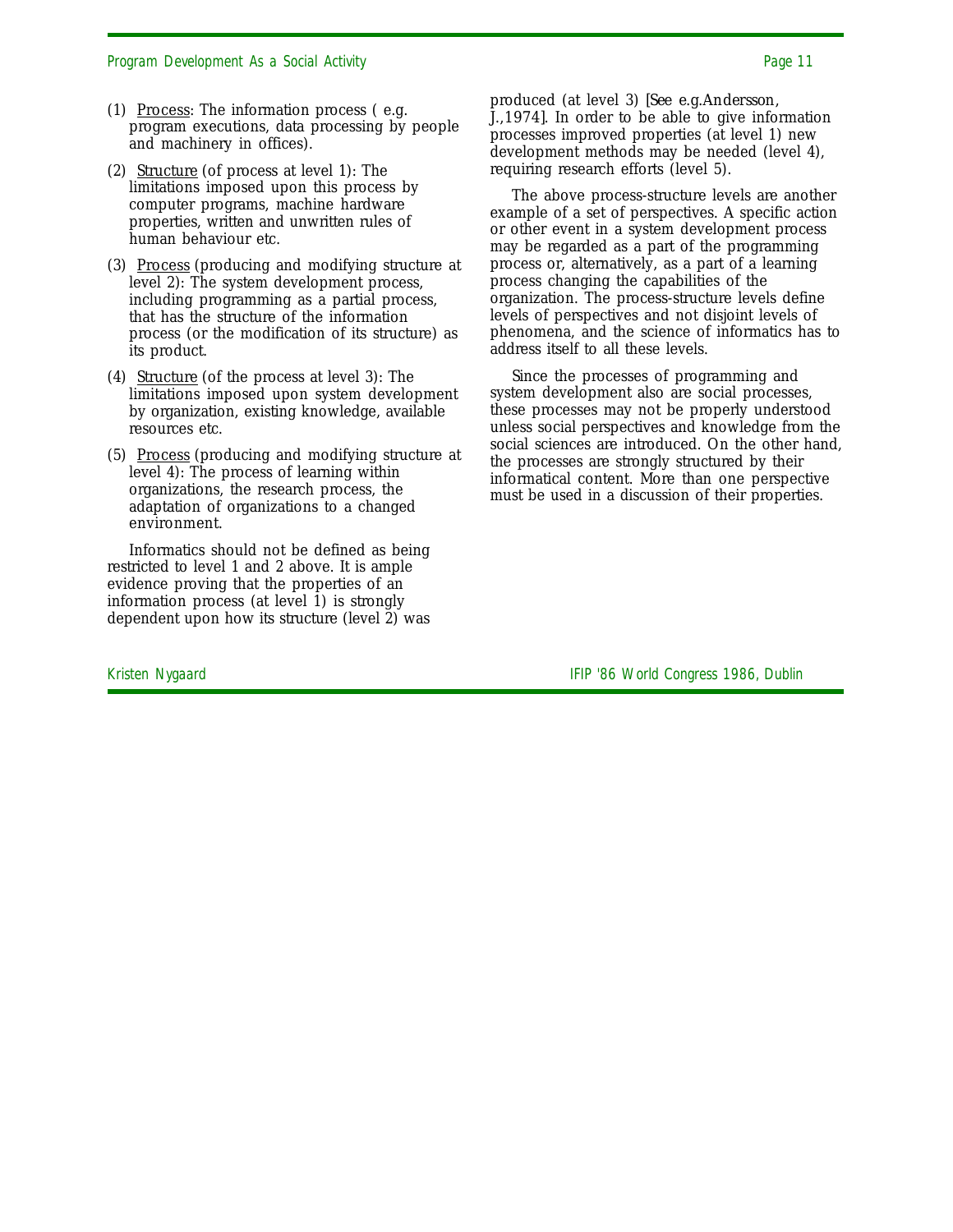(1) <u>Process</u>: The information process ( e.g. program executions, data processing by people and machinery in offices).

(2) <u>Structure</u> (of process at level 1): The limitations imposed upon this process by computer programs, machine hardware properties, written and unwritten rules of human behaviour etc.

(3) <u>Process</u> (producing and modifying structure at level 2): The system development process, including programming as a partial process, that has the structure of the information process (or the modification of its structure) as its product.

(4) <u>Structure</u> (of the process at level 3): The limitations imposed upon system development by organization, existing knowledge, available resources etc.

(5) <u>Process</u> (producing and modifying structure at level 4): The process of learning within organizations, the research process, the adaptation of organizations to a changed environment.

Informatics should not be defined as being restricted to level 1 and 2 above. It is ample evidence proving that the properties of an information process (at level 1) is strongly dependent upon how its structure (level 2) was produced (at level 3) [See e.g.Andersson, J.,1974]. In order to be able to give information processes improved properties (at level 1) new development methods may be needed (level 4), requiring research efforts (level 5).

The above process-structure levels are another example of a set of perspectives. A specific action or other event in a system development process may be regarded as a part of the programming process or, alternatively, as a part of a learning process changing the capabilities of the organization. The process-structure levels define levels of perspectives and not disjoint levels of phenomena, and the science of informatics has to address itself to all these levels.

Since the processes of programming and system development also are social processes, these processes may not be properly understood unless social perspectives and knowledge from the social sciences are introduced. On the other hand, the processes are strongly structured by their informatical content. More than one perspective must be used in a discussion of their properties.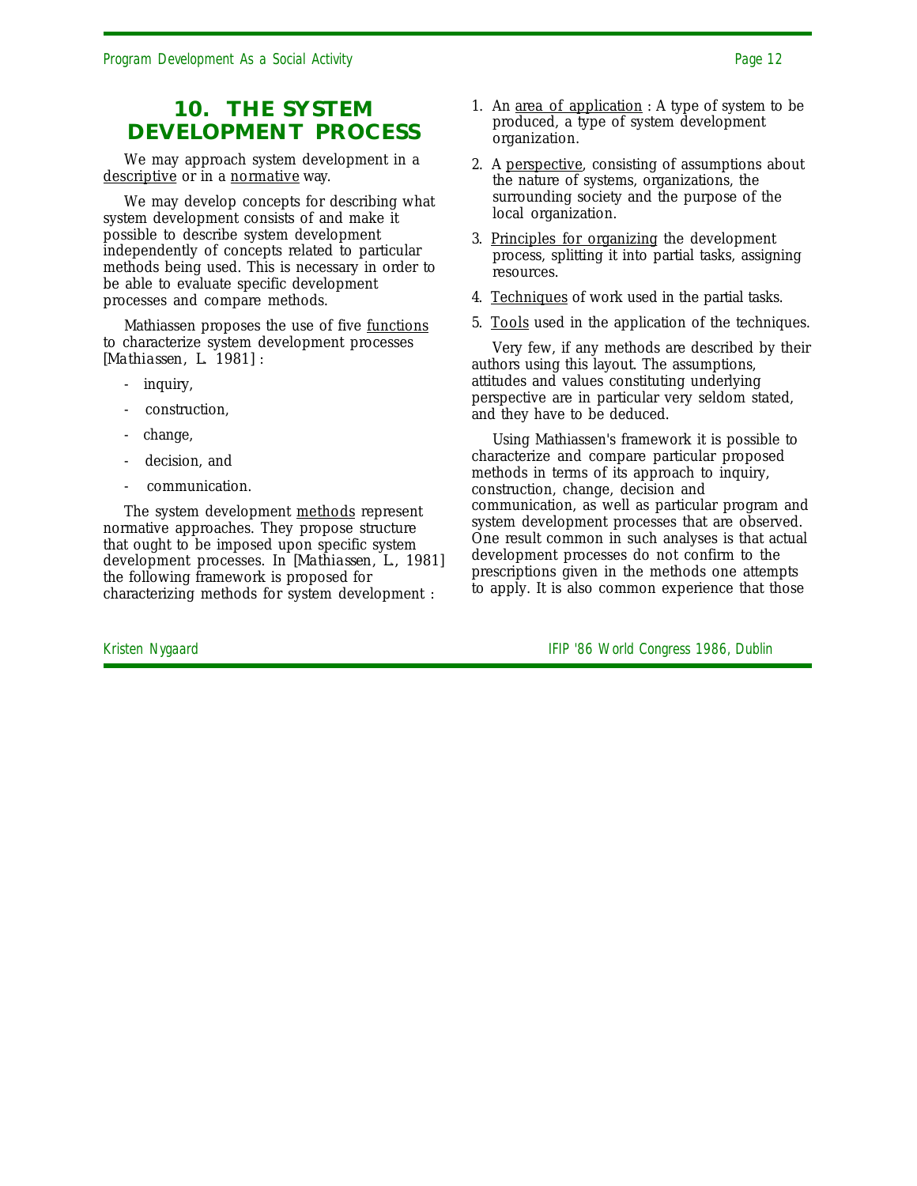## 10. THE SYSTEM DEVELOPMENT PROCESS

We may approach system development in a descriptive or in a normative way.

We may develop concepts for describing what system development consists of and make it possible to describe system development independently of concepts related to particular methods being used. This is necessary in order to be able to evaluate specific development processes and compare methods.

Mathiassen proposes the use of five functions to characterize system development processes [Mathiassen, L. 1981] :

- inquiry,
- construction,
- change,
- decision, and
- communication.

The system development methods represent normative approaches. They propose structure that ought to be imposed upon specific system development processes. In [Mathiassen, L., 1981] the following framework is proposed for characterizing methods for system development :

1. An area of application : A type of system to be produced, a type of system development organization.
2. A perspective, consisting of assumptions about the nature of systems, organizations, the surrounding society and the purpose of the local organization.
3. Principles for organizing the development process, splitting it into partial tasks, assigning resources.
4. Techniques of work used in the partial tasks.
5. Tools used in the application of the techniques.

Very few, if any methods are described by their authors using this layout. The assumptions, attitudes and values constituting underlying perspective are in particular very seldom stated, and they have to be deduced.

Using Mathiassen's framework it is possible to characterize and compare particular proposed methods in terms of its approach to inquiry, construction, change, decision and communication, as well as particular program and system development processes that are observed. One result common in such analyses is that actual development processes do not confirm to the prescriptions given in the methods one attempts to apply. It is also common experience that those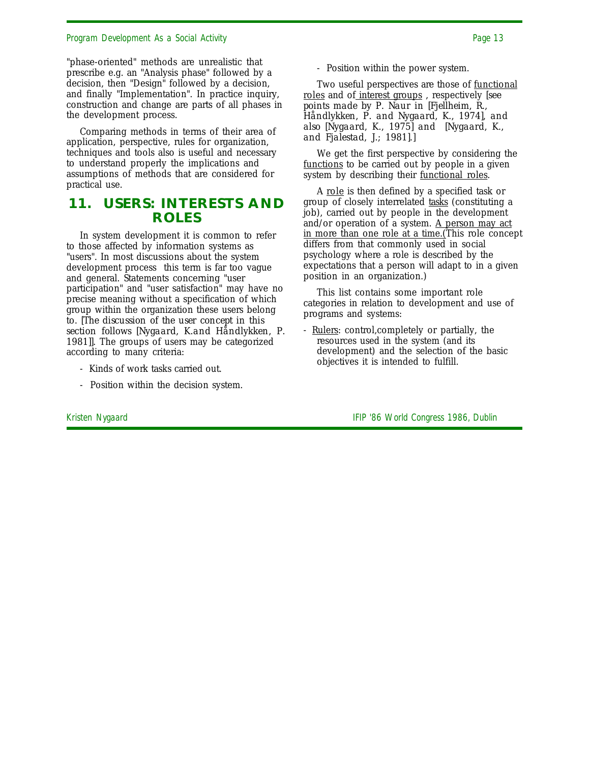"phase-oriented" methods are unrealistic that prescribe e.g. an "Analysis phase" followed by a decision, then "Design" followed by a decision, and finally "Implementation". In practice inquiry, construction and change are parts of all phases in the development process.

Comparing methods in terms of their area of application, perspective, rules for organization, techniques and tools also is useful and necessary to understand properly the implications and assumptions of methods that are considered for practical use.

## 11. USERS: INTERESTS AND ROLES

In system development it is common to refer to those affected by information systems as "users". In most discussions about the system development process this term is far too vague and general. Statements concerning "user participation" and "user satisfaction" may have no precise meaning without a specification of which group within the organization these users belong to. [The discussion of the user concept in this section follows [Nygaard, K.and Håndlykken, P. 1981]]. The groups of users may be categorized according to many criteria:

- Kinds of work tasks carried out.
- Position within the decision system.
- Position within the power system.

Two useful perspectives are those of functional roles and of interest groups , respectively [see points made by P. Naur in [Fjellheim, R., Håndlykken, P. and Nygaard, K., 1974], and also [Nygaard, K., 1975] and [Nygaard, K., and Fjalestad, J.; 1981].]

We get the first perspective by considering the functions to be carried out by people in a given system by describing their functional roles.

A role is then defined by a specified task or group of closely interrelated tasks (constituting a job), carried out by people in the development and/or operation of a system. A person may act in more than one role at a time.(This role concept differs from that commonly used in social psychology where a role is described by the expectations that a person will adapt to in a given position in an organization.)

This list contains some important role categories in relation to development and use of programs and systems:

- Rulers: control,completely or partially, the resources used in the system (and its development) and the selection of the basic objectives it is intended to fulfill.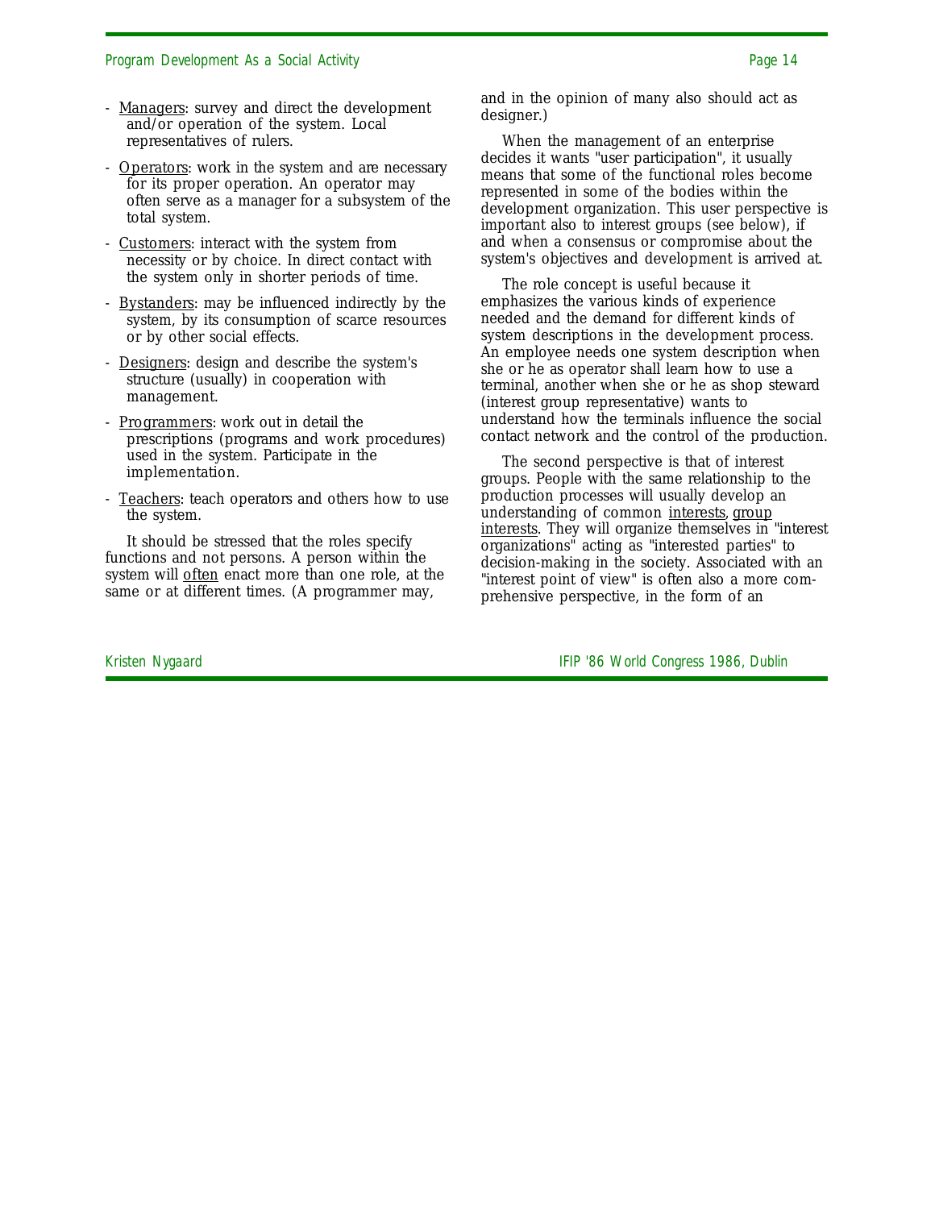- Managers: survey and direct the development and/or operation of the system. Local representatives of rulers.
- Operators: work in the system and are necessary for its proper operation. An operator may often serve as a manager for a subsystem of the total system.
- Customers: interact with the system from necessity or by choice. In direct contact with the system only in shorter periods of time.
- Bystanders: may be influenced indirectly by the system, by its consumption of scarce resources or by other social effects.
- Designers: design and describe the system's structure (usually) in cooperation with management.
- Programmers: work out in detail the prescriptions (programs and work procedures) used in the system. Participate in the implementation.
- Teachers: teach operators and others how to use the system.

It should be stressed that the roles specify functions and not persons. A person within the system will often enact more than one role, at the same or at different times. (A programmer may, and in the opinion of many also should act as designer.)

When the management of an enterprise decides it wants "user participation", it usually means that some of the functional roles become represented in some of the bodies within the development organization. This user perspective is important also to interest groups (see below), if and when a consensus or compromise about the system's objectives and development is arrived at.

The role concept is useful because it emphasizes the various kinds of experience needed and the demand for different kinds of system descriptions in the development process. An employee needs one system description when she or he as operator shall learn how to use a terminal, another when she or he as shop steward (interest group representative) wants to understand how the terminals influence the social contact network and the control of the production.

The second perspective is that of interest groups. People with the same relationship to the production processes will usually develop an understanding of common interests, group interests. They will organize themselves in "interest organizations" acting as "interested parties" to decision-making in the society. Associated with an "interest point of view" is often also a more comprehensive perspective, in the form of an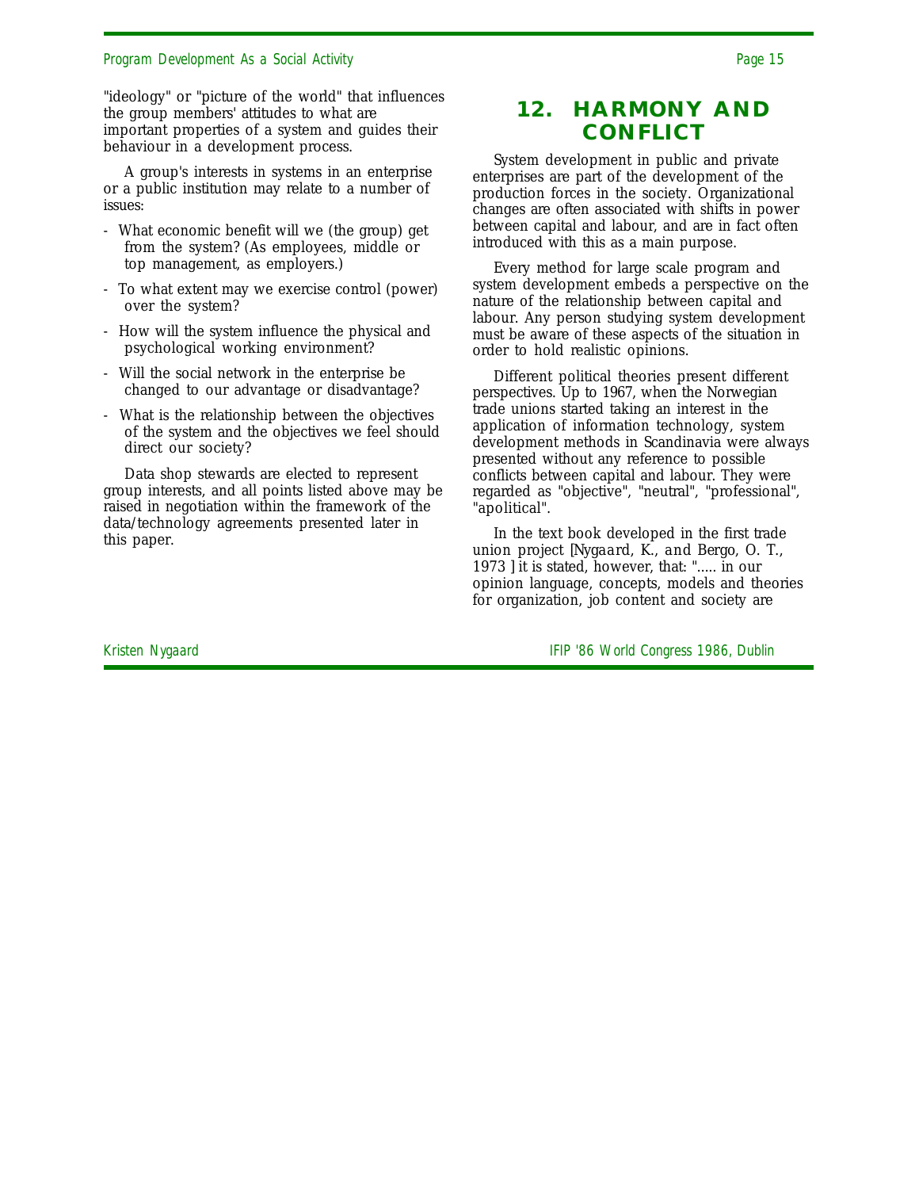"ideology" or "picture of the world" that influences the group members' attitudes to what are important properties of a system and guides their behaviour in a development process.

A group's interests in systems in an enterprise or a public institution may relate to a number of issues:

- What economic benefit will we (the group) get from the system? (As employees, middle or top management, as employers.)
- To what extent may we exercise control (power) over the system?
- How will the system influence the physical and psychological working environment?
- Will the social network in the enterprise be changed to our advantage or disadvantage?
- What is the relationship between the objectives of the system and the objectives we feel should direct our society?

Data shop stewards are elected to represent group interests, and all points listed above may be raised in negotiation within the framework of the data/technology agreements presented later in this paper.

## 12. HARMONY AND CONFLICT

System development in public and private enterprises are part of the development of the production forces in the society. Organizational changes are often associated with shifts in power between capital and labour, and are in fact often introduced with this as a main purpose.

Every method for large scale program and system development embeds a perspective on the nature of the relationship between capital and labour. Any person studying system development must be aware of these aspects of the situation in order to hold realistic opinions.

Different political theories present different perspectives. Up to 1967, when the Norwegian trade unions started taking an interest in the application of information technology, system development methods in Scandinavia were always presented without any reference to possible conflicts between capital and labour. They were regarded as "objective", "neutral", "professional", "apolitical".

In the text book developed in the first trade union project [*Nygaard, K., and Bergo, O. T., 1973* ] it is stated, however, that: "..... in our opinion language, concepts, models and theories for organization, job content and society are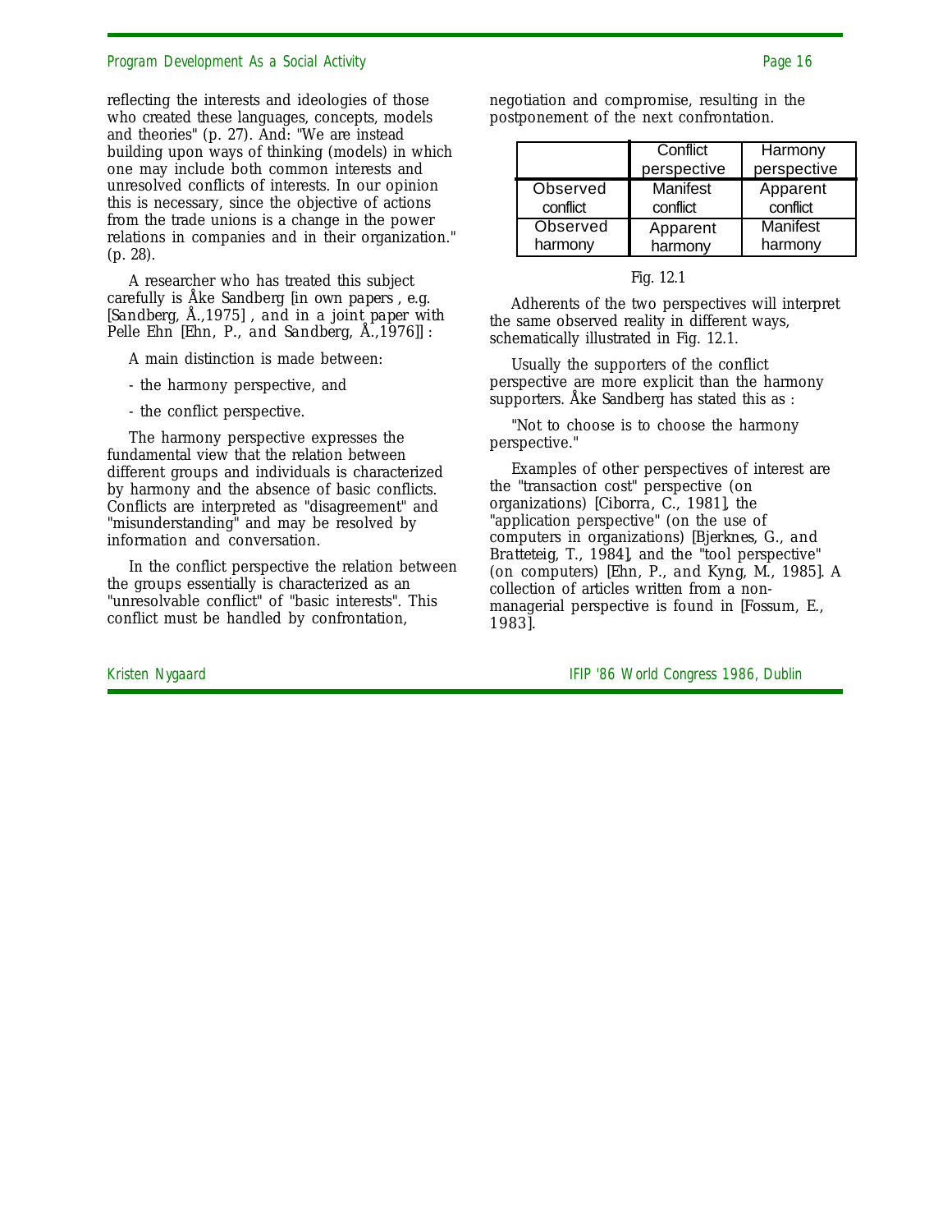reflecting the interests and ideologies of those who created these languages, concepts, models and theories" (p. 27). And: "We are instead building upon ways of thinking (models) in which one may include both common interests and unresolved conflicts of interests. In our opinion this is necessary, since the objective of actions from the trade unions is a change in the power relations in companies and in their organization." (p. 28).

A researcher who has treated this subject carefully is Åke Sandberg [in own papers , e.g. [Sandberg, Å.,1975] , and in a joint paper with Pelle Ehn [Ehn, P., and Sandberg, Å.,1976]] :

A main distinction is made between:

- the harmony perspective, and

- the conflict perspective.

The harmony perspective expresses the fundamental view that the relation between different groups and individuals is characterized by harmony and the absence of basic conflicts. Conflicts are interpreted as "disagreement" and "misunderstanding" and may be resolved by information and conversation.

In the conflict perspective the relation between the groups essentially is characterized as an "unresolvable conflict" of "basic interests". This conflict must be handled by confrontation, negotiation and compromise, resulting in the postponement of the next confrontation.

| | Conflict perspective | Harmony perspective |
|---|---|---|
| Observed conflict | Manifest conflict | Apparent conflict |
| Observed harmony | Apparent harmony | Manifest harmony |

Fig. 12.1

Adherents of the two perspectives will interpret the same observed reality in different ways, schematically illustrated in Fig. 12.1.

Usually the supporters of the conflict perspective are more explicit than the harmony supporters. Åke Sandberg has stated this as :

"Not to choose is to choose the harmony perspective."

Examples of other perspectives of interest are the "transaction cost" perspective (on organizations) [Ciborra, C., 1981], the "application perspective" (on the use of computers in organizations) [Bjerknes, G., and Bratteteig, T., 1984], and the "tool perspective" (on computers) [Ehn, P., and Kyng, M., 1985]. A collection of articles written from a non-managerial perspective is found in [Fossum, E., 1983].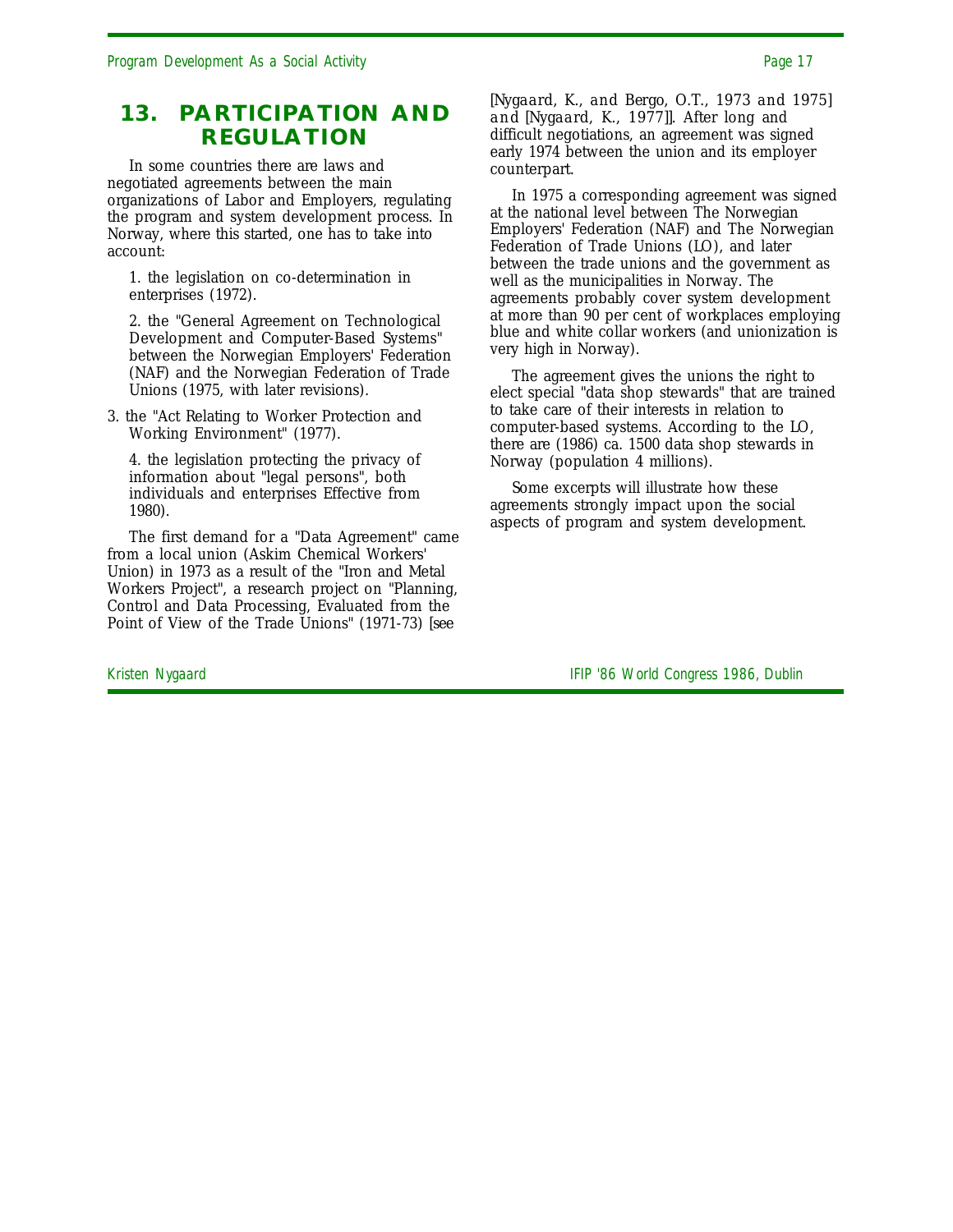## 13. PARTICIPATION AND REGULATION

In some countries there are laws and negotiated agreements between the main organizations of Labor and Employers, regulating the program and system development process. In Norway, where this started, one has to take into account:

1. the legislation on co-determination in enterprises (1972).

2. the "General Agreement on Technological Development and Computer-Based Systems" between the Norwegian Employers' Federation (NAF) and the Norwegian Federation of Trade Unions (1975, with later revisions).

3. the "Act Relating to Worker Protection and Working Environment" (1977).

4. the legislation protecting the privacy of information about "legal persons", both individuals and enterprises Effective from 1980).

The first demand for a "Data Agreement" came from a local union (Askim Chemical Workers' Union) in 1973 as a result of the "Iron and Metal Workers Project", a research project on "Planning, Control and Data Processing, Evaluated from the Point of View of the Trade Unions" (1971-73) [see [Nygaard, K., and Bergo, O.T., 1973 and 1975] and [Nygaard, K., 1977]]. After long and difficult negotiations, an agreement was signed early 1974 between the union and its employer counterpart.

In 1975 a corresponding agreement was signed at the national level between The Norwegian Employers' Federation (NAF) and The Norwegian Federation of Trade Unions (LO), and later between the trade unions and the government as well as the municipalities in Norway. The agreements probably cover system development at more than 90 per cent of workplaces employing blue and white collar workers (and unionization is very high in Norway).

The agreement gives the unions the right to elect special "data shop stewards" that are trained to take care of their interests in relation to computer-based systems. According to the LO, there are (1986) ca. 1500 data shop stewards in Norway (population 4 millions).

Some excerpts will illustrate how these agreements strongly impact upon the social aspects of program and system development.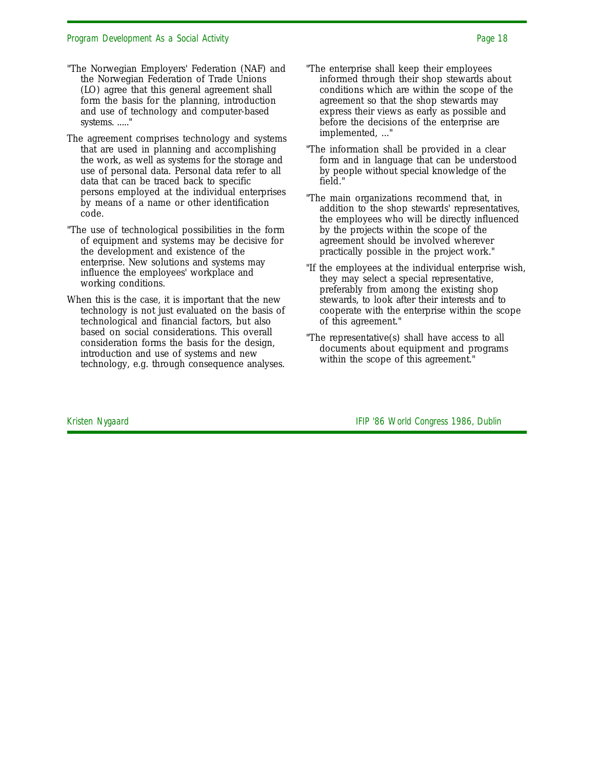"The Norwegian Employers' Federation (NAF) and the Norwegian Federation of Trade Unions (LO) agree that this general agreement shall form the basis for the planning, introduction and use of technology and computer-based systems. ....."

The agreement comprises technology and systems that are used in planning and accomplishing the work, as well as systems for the storage and use of personal data. Personal data refer to all data that can be traced back to specific persons employed at the individual enterprises by means of a name or other identification code.

"The use of technological possibilities in the form of equipment and systems may be decisive for the development and existence of the enterprise. New solutions and systems may influence the employees' workplace and working conditions.

When this is the case, it is important that the new technology is not just evaluated on the basis of technological and financial factors, but also based on social considerations. This overall consideration forms the basis for the design, introduction and use of systems and new technology, e.g. through consequence analyses.

"The enterprise shall keep their employees informed through their shop stewards about conditions which are within the scope of the agreement so that the shop stewards may express their views as early as possible and before the decisions of the enterprise are implemented, ..."

"The information shall be provided in a clear form and in language that can be understood by people without special knowledge of the field."

"The main organizations recommend that, in addition to the shop stewards' representatives, the employees who will be directly influenced by the projects within the scope of the agreement should be involved wherever practically possible in the project work."

"If the employees at the individual enterprise wish, they may select a special representative, preferably from among the existing shop stewards, to look after their interests and to cooperate with the enterprise within the scope of this agreement."

"The representative(s) shall have access to all documents about equipment and programs within the scope of this agreement."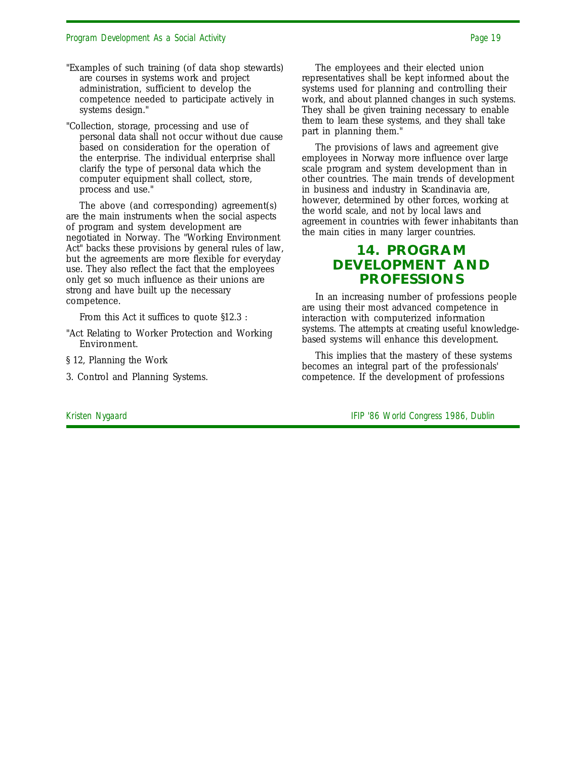"Examples of such training (of data shop stewards) are courses in systems work and project administration, sufficient to develop the competence needed to participate actively in systems design."

"Collection, storage, processing and use of personal data shall not occur without due cause based on consideration for the operation of the enterprise. The individual enterprise shall clarify the type of personal data which the computer equipment shall collect, store, process and use."

The above (and corresponding) agreement(s) are the main instruments when the social aspects of program and system development are negotiated in Norway. The "Working Environment Act" backs these provisions by general rules of law, but the agreements are more flexible for everyday use. They also reflect the fact that the employees only get so much influence as their unions are strong and have built up the necessary competence.

From this Act it suffices to quote §12.3 :

"Act Relating to Worker Protection and Working Environment.

§ 12, Planning the Work

3. Control and Planning Systems.

The employees and their elected union representatives shall be kept informed about the systems used for planning and controlling their work, and about planned changes in such systems. They shall be given training necessary to enable them to learn these systems, and they shall take part in planning them."

The provisions of laws and agreement give employees in Norway more influence over large scale program and system development than in other countries. The main trends of development in business and industry in Scandinavia are, however, determined by other forces, working at the world scale, and not by local laws and agreement in countries with fewer inhabitants than the main cities in many larger countries.

## 14. PROGRAM DEVELOPMENT AND PROFESSIONS

In an increasing number of professions people are using their most advanced competence in interaction with computerized information systems. The attempts at creating useful knowledge-based systems will enhance this development.

This implies that the mastery of these systems becomes an integral part of the professionals' competence. If the development of professions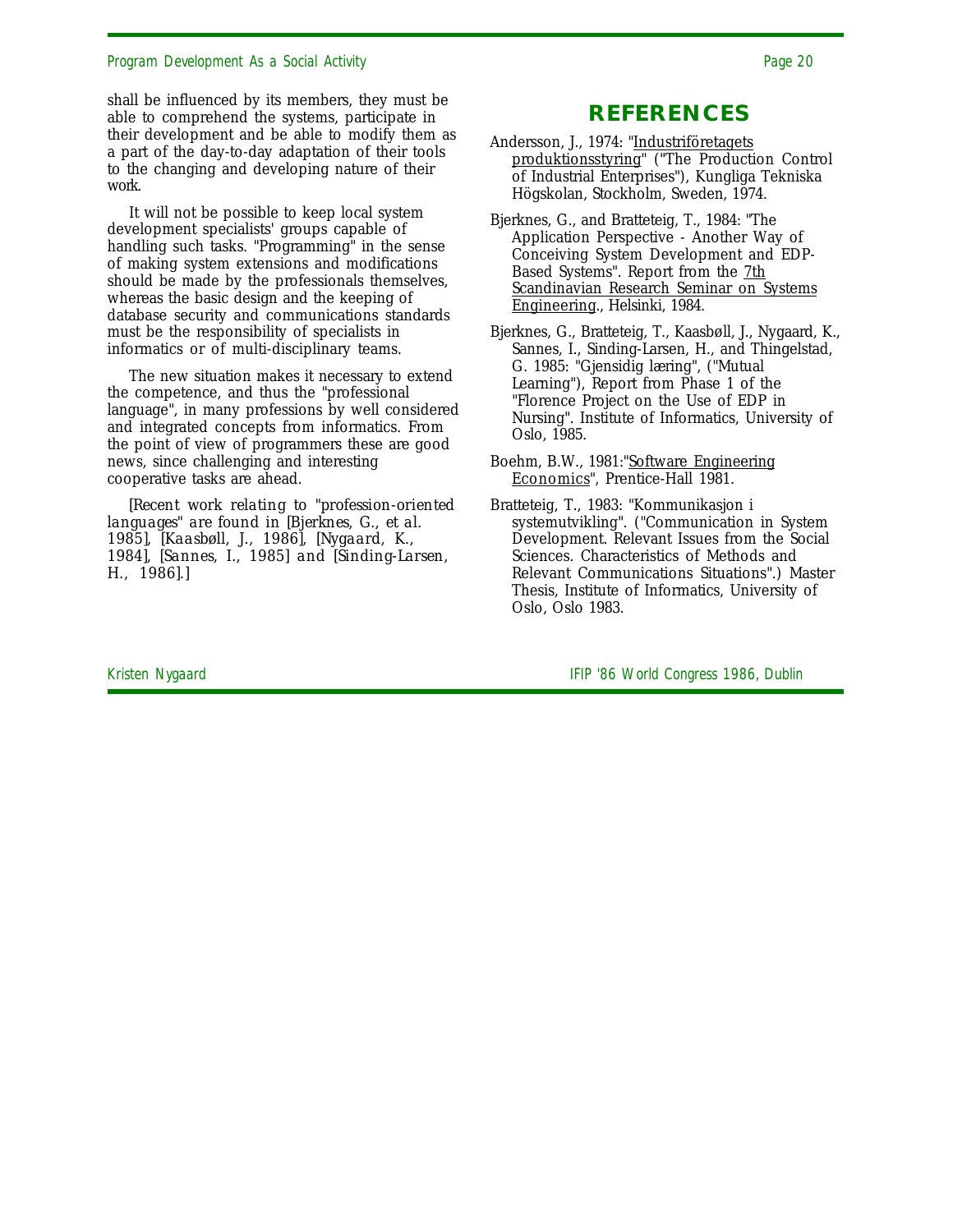shall be influenced by its members, they must be able to comprehend the systems, participate in their development and be able to modify them as a part of the day-to-day adaptation of their tools to the changing and developing nature of their work.

It will not be possible to keep local system development specialists' groups capable of handling such tasks. "Programming" in the sense of making system extensions and modifications should be made by the professionals themselves, whereas the basic design and the keeping of database security and communications standards must be the responsibility of specialists in informatics or of multi-disciplinary teams.

The new situation makes it necessary to extend the competence, and thus the "professional language", in many professions by well considered and integrated concepts from informatics. From the point of view of programmers these are good news, since challenging and interesting cooperative tasks are ahead.

*[Recent work relating to "profession-oriented languages" are found in [Bjerknes, G., et al. 1985], [Kaasbøll, J., 1986], [Nygaard, K., 1984], [Sannes, I., 1985] and [Sinding-Larsen, H., 1986].]*

## REFERENCES

Andersson, J., 1974: "Industriföretagets produktionsstyring" ("The Production Control of Industrial Enterprises"), Kungliga Tekniska Högskolan, Stockholm, Sweden, 1974.

Bjerknes, G., and Bratteteig, T., 1984: "The Application Perspective - Another Way of Conceiving System Development and EDP-Based Systems". Report from the 7th Scandinavian Research Seminar on Systems Engineering., Helsinki, 1984.

Bjerknes, G., Bratteteig, T., Kaasbøll, J., Nygaard, K., Sannes, I., Sinding-Larsen, H., and Thingelstad, G. 1985: "Gjensidig læring", ("Mutual Learning"), Report from Phase 1 of the "Florence Project on the Use of EDP in Nursing". Institute of Informatics, University of Oslo, 1985.

Boehm, B.W., 1981:"Software Engineering Economics", Prentice-Hall 1981.

Bratteteig, T., 1983: "Kommunikasjon i systemutvikling". ("Communication in System Development. Relevant Issues from the Social Sciences. Characteristics of Methods and Relevant Communications Situations".) Master Thesis, Institute of Informatics, University of Oslo, Oslo 1983.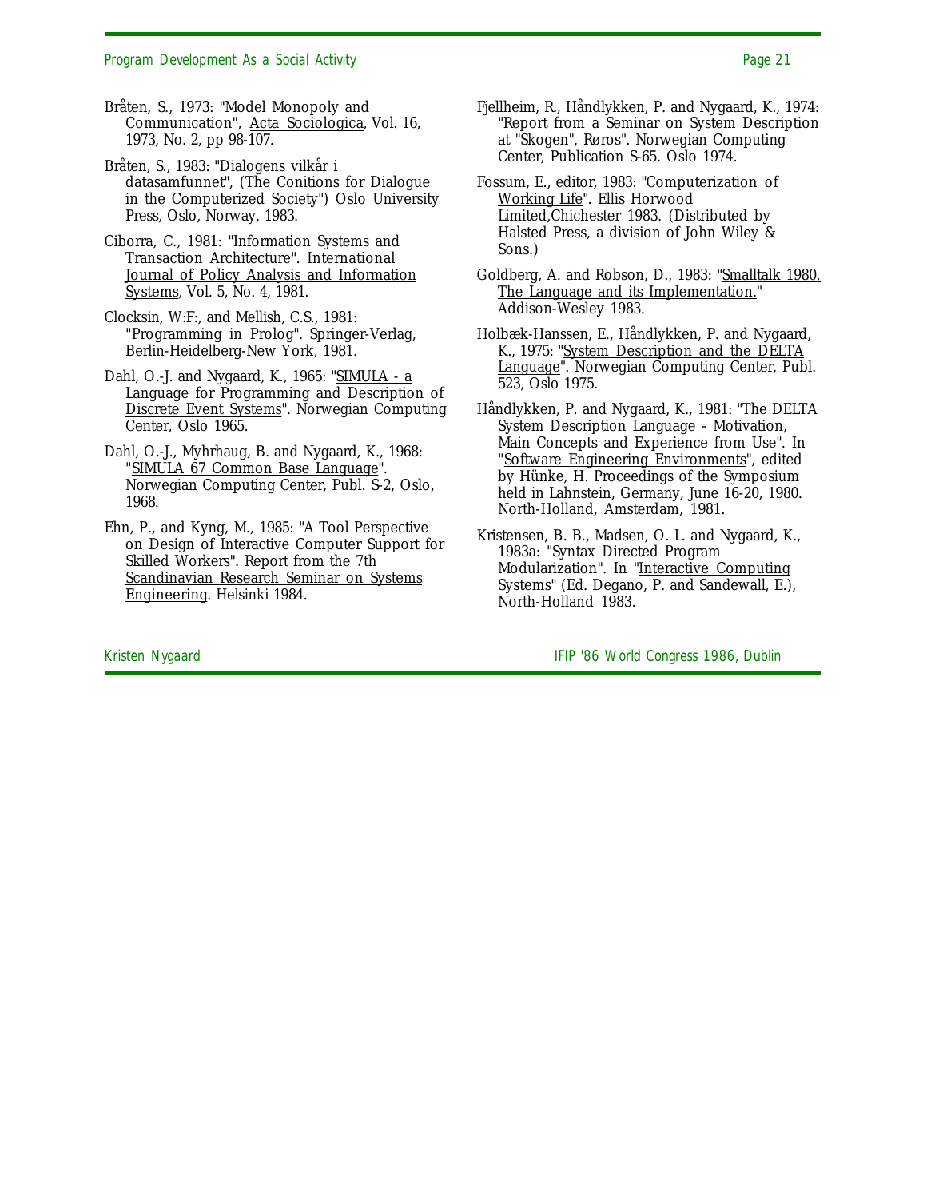Bråten, S., 1973: "Model Monopoly and Communication", Acta Sociologica, Vol. 16, 1973, No. 2, pp 98-107.

Bråten, S., 1983: "Dialogens vilkår i datasamfunnet", (The Conitions for Dialogue in the Computerized Society") Oslo University Press, Oslo, Norway, 1983.

Ciborra, C., 1981: "Information Systems and Transaction Architecture". International Journal of Policy Analysis and Information Systems, Vol. 5, No. 4, 1981.

Clocksin, W:F:, and Mellish, C.S., 1981: "Programming in Prolog". Springer-Verlag, Berlin-Heidelberg-New York, 1981.

Dahl, O.-J. and Nygaard, K., 1965: "SIMULA - a Language for Programming and Description of Discrete Event Systems". Norwegian Computing Center, Oslo 1965.

Dahl, O.-J., Myhrhaug, B. and Nygaard, K., 1968: "SIMULA 67 Common Base Language". Norwegian Computing Center, Publ. S-2, Oslo, 1968.

Ehn, P., and Kyng, M., 1985: "A Tool Perspective on Design of Interactive Computer Support for Skilled Workers". Report from the 7th Scandinavian Research Seminar on Systems Engineering. Helsinki 1984.

Fjellheim, R., Håndlykken, P. and Nygaard, K., 1974: "Report from a Seminar on System Description at "Skogen", Røros". Norwegian Computing Center, Publication S-65. Oslo 1974.

Fossum, E., editor, 1983: "Computerization of Working Life". Ellis Horwood Limited,Chichester 1983. (Distributed by Halsted Press, a division of John Wiley & Sons.)

Goldberg, A. and Robson, D., 1983: "Smalltalk 1980. The Language and its Implementation." Addison-Wesley 1983.

Holbæk-Hanssen, E., Håndlykken, P. and Nygaard, K., 1975: "System Description and the DELTA Language". Norwegian Computing Center, Publ. 523, Oslo 1975.

Håndlykken, P. and Nygaard, K., 1981: "The DELTA System Description Language - Motivation, Main Concepts and Experience from Use". In "Software Engineering Environments", edited by Hünke, H. Proceedings of the Symposium held in Lahnstein, Germany, June 16-20, 1980. North-Holland, Amsterdam, 1981.

Kristensen, B. B., Madsen, O. L. and Nygaard, K., 1983a: "Syntax Directed Program Modularization". In "Interactive Computing Systems" (Ed. Degano, P. and Sandewall, E.), North-Holland 1983.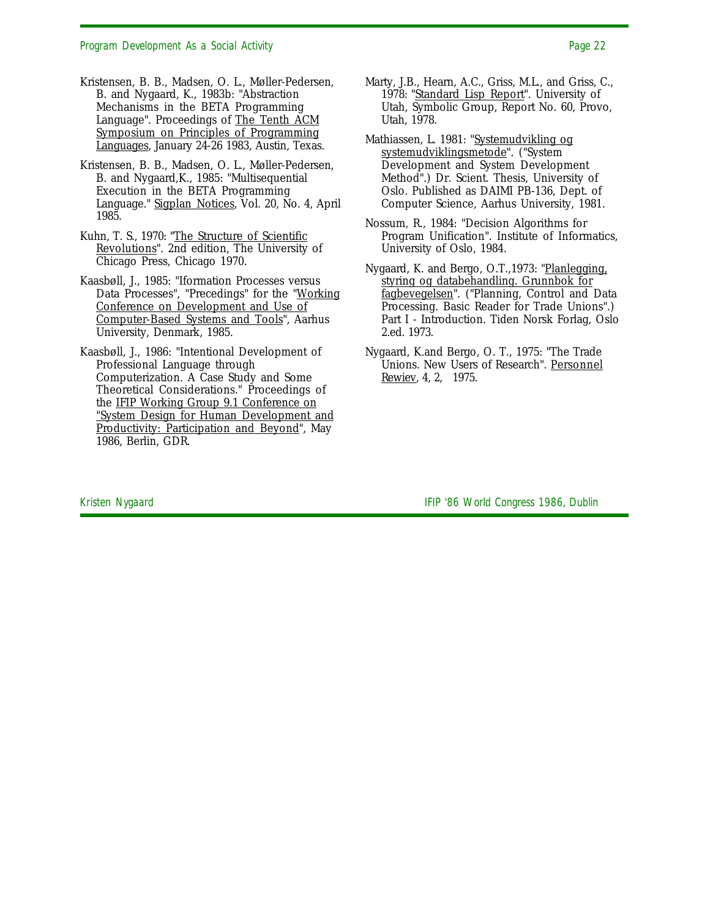Kristensen, B. B., Madsen, O. L., Møller-Pedersen, B. and Nygaard, K., 1983b: "Abstraction Mechanisms in the BETA Programming Language". Proceedings of The Tenth ACM Symposium on Principles of Programming Languages, January 24-26 1983, Austin, Texas.

Kristensen, B. B., Madsen, O. L., Møller-Pedersen, B. and Nygaard,K., 1985: "Multisequential Execution in the BETA Programming Language." Sigplan Notices, Vol. 20, No. 4, April 1985.

Kuhn, T. S., 1970: "The Structure of Scientific Revolutions". 2nd edition, The University of Chicago Press, Chicago 1970.

Kaasbøll, J., 1985: "Iformation Processes versus Data Processes", "Precedings" for the "Working Conference on Development and Use of Computer-Based Systems and Tools", Aarhus University, Denmark, 1985.

Kaasbøll, J., 1986: "Intentional Development of Professional Language through Computerization. A Case Study and Some Theoretical Considerations." Proceedings of the IFIP Working Group 9.1 Conference on "System Design for Human Development and Productivity: Participation and Beyond", May 1986, Berlin, GDR.

Marty, J.B., Hearn, A.C., Griss, M.L., and Griss, C., 1978: "Standard Lisp Report". University of Utah, Symbolic Group, Report No. 60, Provo, Utah, 1978.

Mathiassen, L. 1981: "Systemudvikling og systemudviklingsmetode". ("System Development and System Development Method".) Dr. Scient. Thesis, University of Oslo. Published as DAIMI PB-136, Dept. of Computer Science, Aarhus University, 1981.

Nossum, R., 1984: "Decision Algorithms for Program Unification". Institute of Informatics, University of Oslo, 1984.

Nygaard, K. and Bergo, O.T.,1973: "Planlegging, styring og databehandling. Grunnbok for fagbevegelsen". ("Planning, Control and Data Processing. Basic Reader for Trade Unions".) Part I - Introduction. Tiden Norsk Forlag, Oslo 2.ed. 1973.

Nygaard, K.and Bergo, O. T., 1975: "The Trade Unions. New Users of Research". Personnel Rewiev, 4, 2, 1975.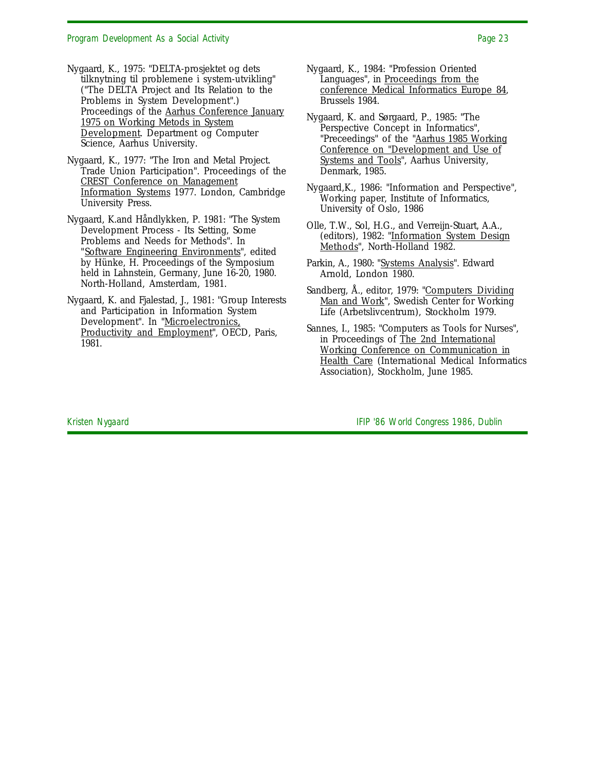Nygaard, K., 1975: "DELTA-prosjektet og dets tilknytning til problemene i system-utvikling" ("The DELTA Project and Its Relation to the Problems in System Development".) Proceedings of the Aarhus Conference January 1975 on Working Metods in System Development. Department og Computer Science, Aarhus University.

Nygaard, K., 1977: "The Iron and Metal Project. Trade Union Participation". Proceedings of the CREST Conference on Management Information Systems 1977. London, Cambridge University Press.

Nygaard, K.and Håndlykken, P. 1981: "The System Development Process - Its Setting, Some Problems and Needs for Methods". In "Software Engineering Environments", edited by Hünke, H. Proceedings of the Symposium held in Lahnstein, Germany, June 16-20, 1980. North-Holland, Amsterdam, 1981.

Nygaard, K. and Fjalestad, J., 1981: "Group Interests and Participation in Information System Development". In "Microelectronics, Productivity and Employment", OECD, Paris, 1981.

Nygaard, K., 1984: "Profession Oriented Languages", in Proceedings from the conference Medical Informatics Europe 84, Brussels 1984.

Nygaard, K. and Sørgaard, P., 1985: "The Perspective Concept in Informatics", "Preceedings" of the "Aarhus 1985 Working Conference on "Development and Use of Systems and Tools", Aarhus University, Denmark, 1985.

Nygaard,K., 1986: "Information and Perspective", Working paper, Institute of Informatics, University of Oslo, 1986

Olle, T.W., Sol, H.G., and Verreijn-Stuart, A.A., (editors), 1982: "Information System Design Methods", North-Holland 1982.

Parkin, A., 1980: "Systems Analysis". Edward Arnold, London 1980.

Sandberg, Å., editor, 1979: "Computers Dividing Man and Work", Swedish Center for Working Life (Arbetslivcentrum), Stockholm 1979.

Sannes, I., 1985: "Computers as Tools for Nurses", in Proceedings of The 2nd International Working Conference on Communication in Health Care (International Medical Informatics Association), Stockholm, June 1985.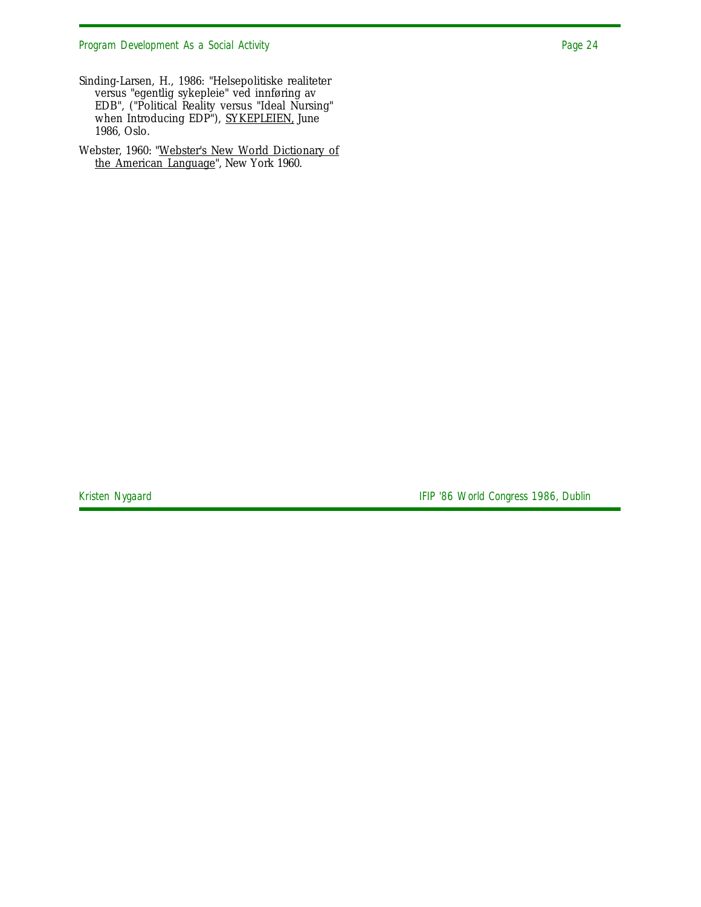Sinding-Larsen, H., 1986: "Helsepolitiske realiteter versus "egentlig sykepleie" ved innføring av EDB", ("Political Reality versus "Ideal Nursing" when Introducing EDP"), SYKEPLEIEN, June 1986, Oslo.

Webster, 1960: "Webster's New World Dictionary of the American Language", New York 1960.